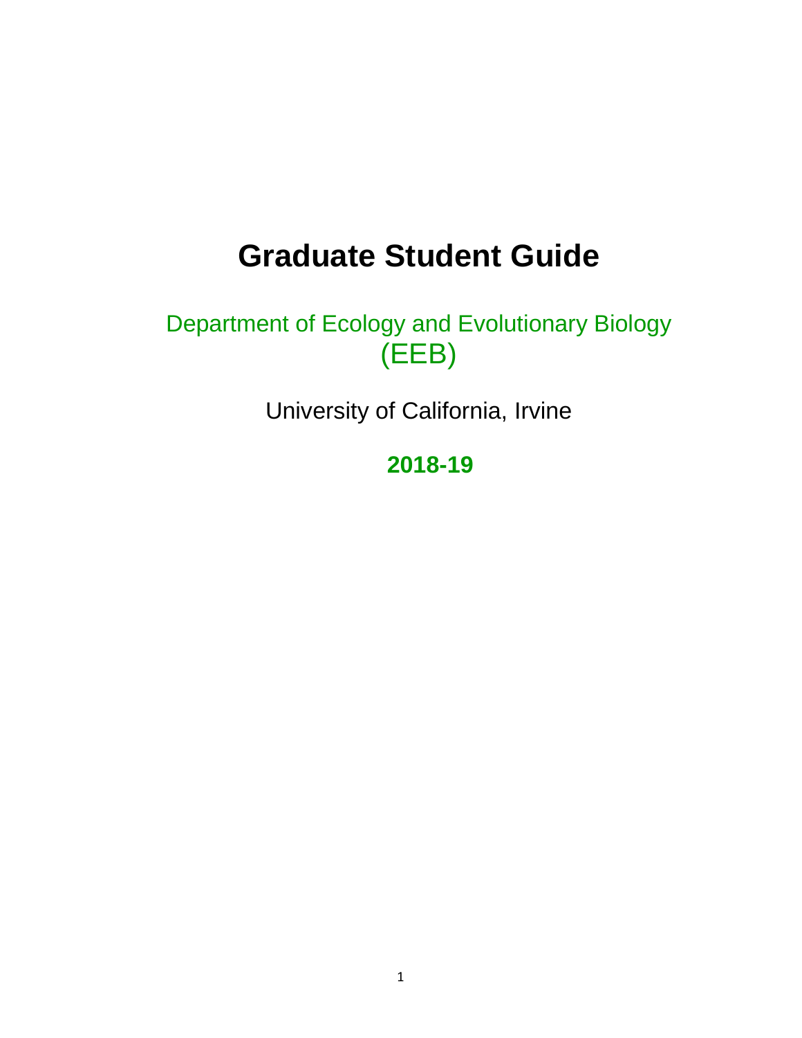# Graduate Student Guide

Department of Ecology and Evolutionary Biology (EEB)

University of California, Irvine

**2018-19**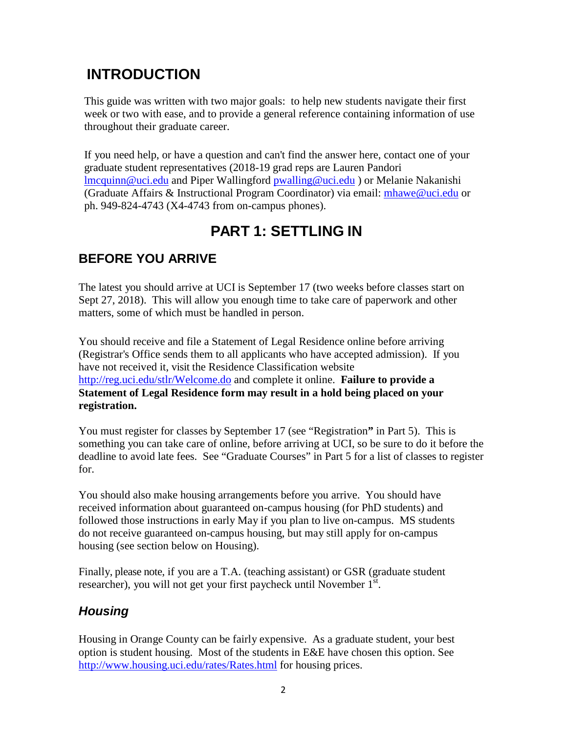# INTRODUCTION

This guide was written with two major goals: to help new students navigate their first week or two with ease, and to provide a general reference containing information of use throughout their graduate career.

If you need help, or have a question and can't find the answer here, contact one of your graduate student representatives (2018-19 grad reps are Lauren Pandori lmcquinn@uci.edu and Piper Wallingford pwalling@uci.edu ) or Melanie Nakanishi (Graduate Affairs & Instructional Program Coordinator) via email: mhawe@uci.edu or ph. 949-824-4743 (X4-4743 from on-campus phones).

# PART 1: SETTLING IN

## BEFORE YOU ARRIVE

The latest you should arrive at UCI is September 17 (two weeks before classes start on Sept 27, 2018). This will allow you enough time to take care of paperwork and other matters, some of which must be handled in person.

You should receive and file a Statement of Legal Residence online before arriving (Registrar's Office sends them to all applicants who have accepted admission). If you have not received it, visit the Residence Classification website http://reg.uci.edu/stlr/Welcome.do and complete it online. **Failure to provide a Statement of Legal Residence form may result in a hold being placed on your registration.**

You must register for classes by September 17 (see "Registration**"** in Part 5). This is something you can take care of online, before arriving at UCI, so be sure to do it before the deadline to avoid late fees. See "Graduate Courses" in Part 5 for a list of classes to register for.

You should also make housing arrangements before you arrive. You should have received information about guaranteed on-campus housing (for PhD students) and followed those instructions in early May if you plan to live on-campus. MS students do not receive guaranteed on-campus housing, but may still apply for on-campus housing (see section below on Housing).

Finally, please note, if you are a T.A. (teaching assistant) or GSR (graduate student researcher), you will not get your first paycheck until November 1st.

### *Housing*

Housing in Orange County can be fairly expensive. As a graduate student, your best option is student housing. Most of the students in E&E have chosen this option. See http://www.housing.uci.edu/rates/Rates.html for housing prices.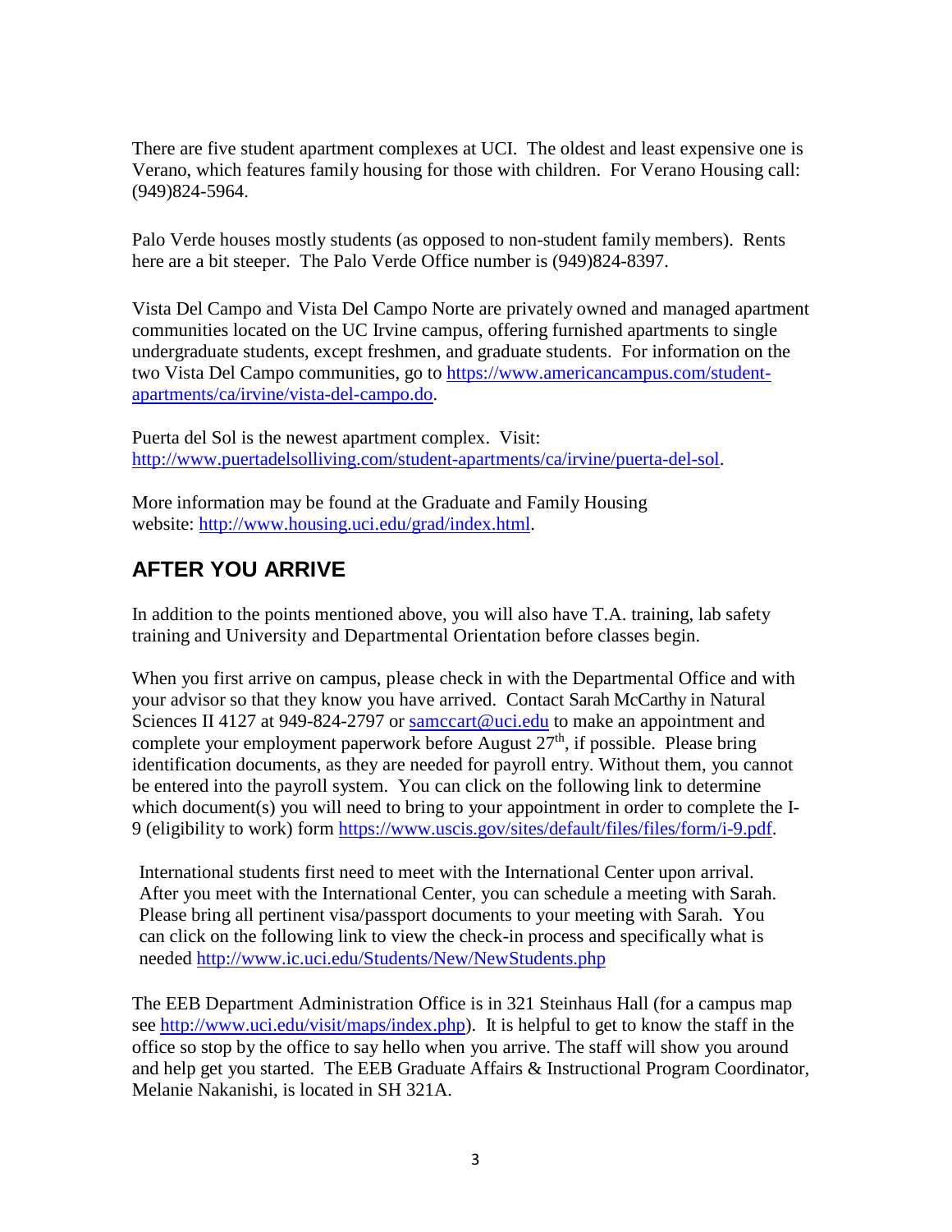There are five student apartment complexes at UCI. The oldest and least expensive one is Verano, which features family housing for those with children. For Verano Housing call: (949)824-5964.

Palo Verde houses mostly students (as opposed to non-student family members). Rents here are a bit steeper. The Palo Verde Office number is (949)824-8397.

Vista Del Campo and Vista Del Campo Norte are privately owned and managed apartment communities located on the UC Irvine campus, offering furnished apartments to single undergraduate students, except freshmen, and graduate students. For information on the two Vista Del Campo communities, go to https://www.americancampus.com/student-apartments/ca/irvine/vista-del-campo.do.

Puerta del Sol is the newest apartment complex. Visit: http://www.puertadelsolliving.com/student-apartments/ca/irvine/puerta-del-sol.

More information may be found at the Graduate and Family Housing website: http://www.housing.uci.edu/grad/index.html.

## AFTER YOU ARRIVE

In addition to the points mentioned above, you will also have T.A. training, lab safety training and University and Departmental Orientation before classes begin.

When you first arrive on campus, please check in with the Departmental Office and with your advisor so that they know you have arrived. Contact Sarah McCarthy in Natural Sciences II 4127 at 949-824-2797 or samccart@uci.edu to make an appointment and complete your employment paperwork before August 27th, if possible. Please bring identification documents, as they are needed for payroll entry. Without them, you cannot be entered into the payroll system. You can click on the following link to determine which document(s) you will need to bring to your appointment in order to complete the I-9 (eligibility to work) form https://www.uscis.gov/sites/default/files/files/form/i-9.pdf.

International students first need to meet with the International Center upon arrival. After you meet with the International Center, you can schedule a meeting with Sarah. Please bring all pertinent visa/passport documents to your meeting with Sarah. You can click on the following link to view the check-in process and specifically what is needed http://www.ic.uci.edu/Students/New/NewStudents.php

The EEB Department Administration Office is in 321 Steinhaus Hall (for a campus map see http://www.uci.edu/visit/maps/index.php). It is helpful to get to know the staff in the office so stop by the office to say hello when you arrive. The staff will show you around and help get you started. The EEB Graduate Affairs & Instructional Program Coordinator, Melanie Nakanishi, is located in SH 321A.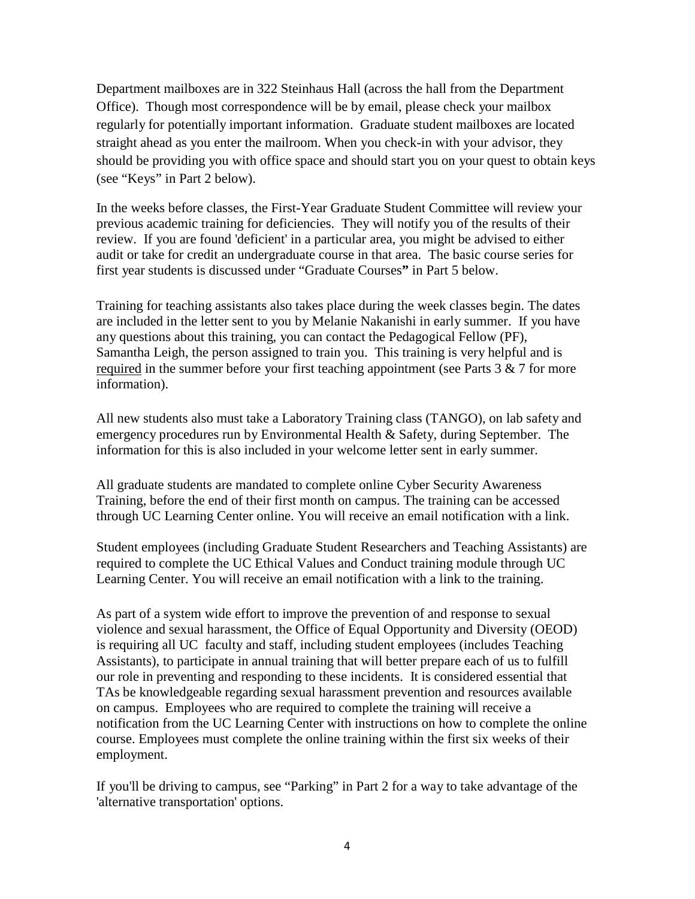Department mailboxes are in 322 Steinhaus Hall (across the hall from the Department Office). Though most correspondence will be by email, please check your mailbox regularly for potentially important information. Graduate student mailboxes are located straight ahead as you enter the mailroom. When you check-in with your advisor, they should be providing you with office space and should start you on your quest to obtain keys (see "Keys" in Part 2 below).

In the weeks before classes, the First-Year Graduate Student Committee will review your previous academic training for deficiencies. They will notify you of the results of their review. If you are found 'deficient' in a particular area, you might be advised to either audit or take for credit an undergraduate course in that area. The basic course series for first year students is discussed under "Graduate Courses**"** in Part 5 below.

Training for teaching assistants also takes place during the week classes begin. The dates are included in the letter sent to you by Melanie Nakanishi in early summer. If you have any questions about this training, you can contact the Pedagogical Fellow (PF), Samantha Leigh, the person assigned to train you. This training is very helpful and is <u>required</u> in the summer before your first teaching appointment (see Parts 3 & 7 for more information).

All new students also must take a Laboratory Training class (TANGO), on lab safety and emergency procedures run by Environmental Health & Safety, during September. The information for this is also included in your welcome letter sent in early summer.

All graduate students are mandated to complete online Cyber Security Awareness Training, before the end of their first month on campus. The training can be accessed through UC Learning Center online. You will receive an email notification with a link.

Student employees (including Graduate Student Researchers and Teaching Assistants) are required to complete the UC Ethical Values and Conduct training module through UC Learning Center. You will receive an email notification with a link to the training.

As part of a system wide effort to improve the prevention of and response to sexual violence and sexual harassment, the Office of Equal Opportunity and Diversity (OEOD) is requiring all UC faculty and staff, including student employees (includes Teaching Assistants), to participate in annual training that will better prepare each of us to fulfill our role in preventing and responding to these incidents. It is considered essential that TAs be knowledgeable regarding sexual harassment prevention and resources available on campus. Employees who are required to complete the training will receive a notification from the UC Learning Center with instructions on how to complete the online course. Employees must complete the online training within the first six weeks of their employment.

If you'll be driving to campus, see "Parking" in Part 2 for a way to take advantage of the 'alternative transportation' options.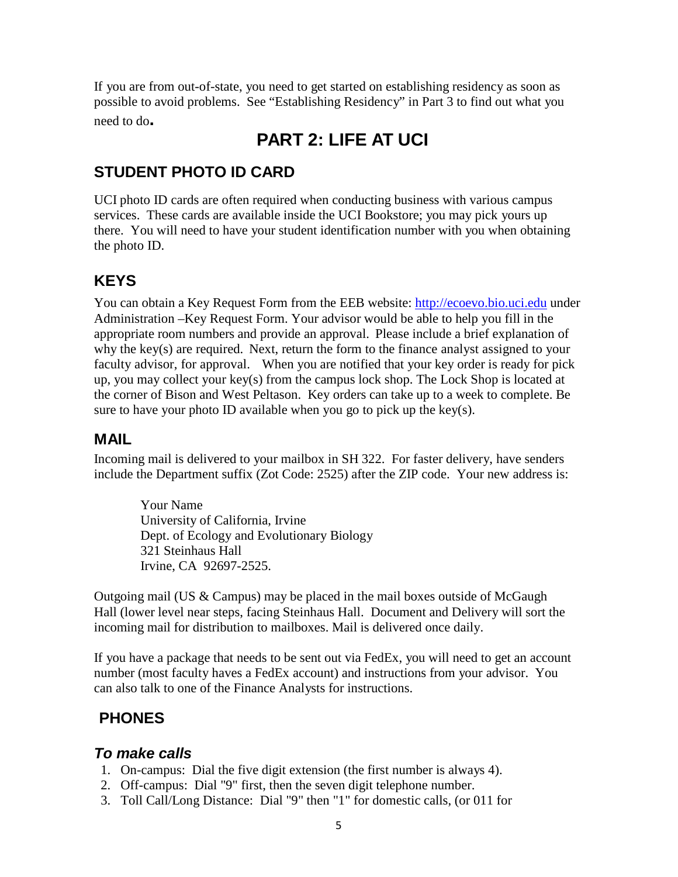If you are from out-of-state, you need to get started on establishing residency as soon as possible to avoid problems. See "Establishing Residency" in Part 3 to find out what you need to do.

# PART 2: LIFE AT UCI

## STUDENT PHOTO ID CARD

UCI photo ID cards are often required when conducting business with various campus services. These cards are available inside the UCI Bookstore; you may pick yours up there. You will need to have your student identification number with you when obtaining the photo ID.

## KEYS

You can obtain a Key Request Form from the EEB website: http://ecoevo.bio.uci.edu under Administration –Key Request Form. Your advisor would be able to help you fill in the appropriate room numbers and provide an approval. Please include a brief explanation of why the key(s) are required. Next, return the form to the finance analyst assigned to your faculty advisor, for approval. When you are notified that your key order is ready for pick up, you may collect your key(s) from the campus lock shop. The Lock Shop is located at the corner of Bison and West Peltason. Key orders can take up to a week to complete. Be sure to have your photo ID available when you go to pick up the key(s).

## MAIL

Incoming mail is delivered to your mailbox in SH 322. For faster delivery, have senders include the Department suffix (Zot Code: 2525) after the ZIP code. Your new address is:

> Your Name
> University of California, Irvine
> Dept. of Ecology and Evolutionary Biology
> 321 Steinhaus Hall
> Irvine, CA 92697-2525.

Outgoing mail (US & Campus) may be placed in the mail boxes outside of McGaugh Hall (lower level near steps, facing Steinhaus Hall. Document and Delivery will sort the incoming mail for distribution to mailboxes. Mail is delivered once daily.

If you have a package that needs to be sent out via FedEx, you will need to get an account number (most faculty haves a FedEx account) and instructions from your advisor. You can also talk to one of the Finance Analysts for instructions.

## PHONES

### *To make calls*

1. On-campus: Dial the five digit extension (the first number is always 4).
2. Off-campus: Dial "9" first, then the seven digit telephone number.
3. Toll Call/Long Distance: Dial "9" then "1" for domestic calls, (or 011 for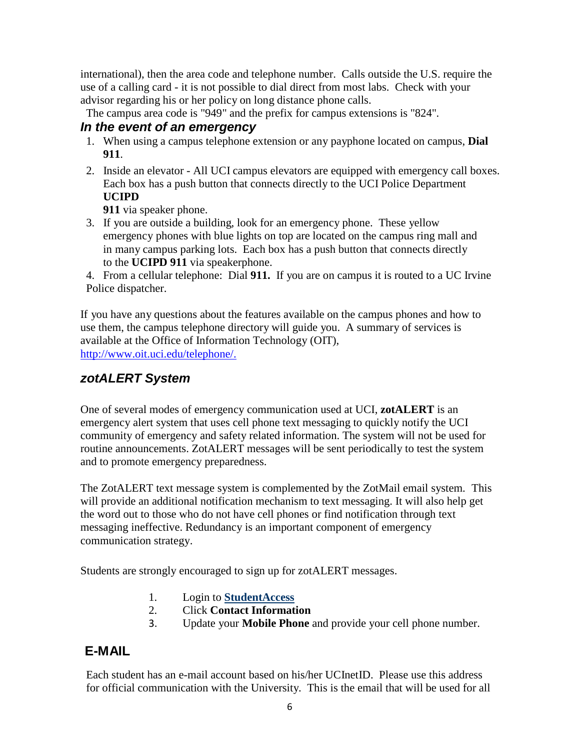international), then the area code and telephone number. Calls outside the U.S. require the use of a calling card - it is not possible to dial direct from most labs. Check with your advisor regarding his or her policy on long distance phone calls.

The campus area code is "949" and the prefix for campus extensions is "824".

### *In the event of an emergency*

1. When using a campus telephone extension or any payphone located on campus, **Dial 911**.
2. Inside an elevator - All UCI campus elevators are equipped with emergency call boxes. Each box has a push button that connects directly to the UCI Police Department **UCIPD 911** via speaker phone.
3. If you are outside a building, look for an emergency phone. These yellow emergency phones with blue lights on top are located on the campus ring mall and in many campus parking lots. Each box has a push button that connects directly to the **UCIPD 911** via speakerphone.
4. From a cellular telephone: Dial **911.** If you are on campus it is routed to a UC Irvine Police dispatcher.

If you have any questions about the features available on the campus phones and how to use them, the campus telephone directory will guide you. A summary of services is available at the Office of Information Technology (OIT), http://www.oit.uci.edu/telephone/.

### *zotALERT System*

One of several modes of emergency communication used at UCI, **zotALERT** is an emergency alert system that uses cell phone text messaging to quickly notify the UCI community of emergency and safety related information. The system will not be used for routine announcements. ZotALERT messages will be sent periodically to test the system and to promote emergency preparedness.

The ZotALERT text message system is complemented by the ZotMail email system. This will provide an additional notification mechanism to text messaging. It will also help get the word out to those who do not have cell phones or find notification through text messaging ineffective. Redundancy is an important component of emergency communication strategy.

Students are strongly encouraged to sign up for zotALERT messages.

1. Login to **StudentAccess**
2. Click **Contact Information**
3. Update your **Mobile Phone** and provide your cell phone number.

## E-MAIL

Each student has an e-mail account based on his/her UCInetID. Please use this address for official communication with the University. This is the email that will be used for all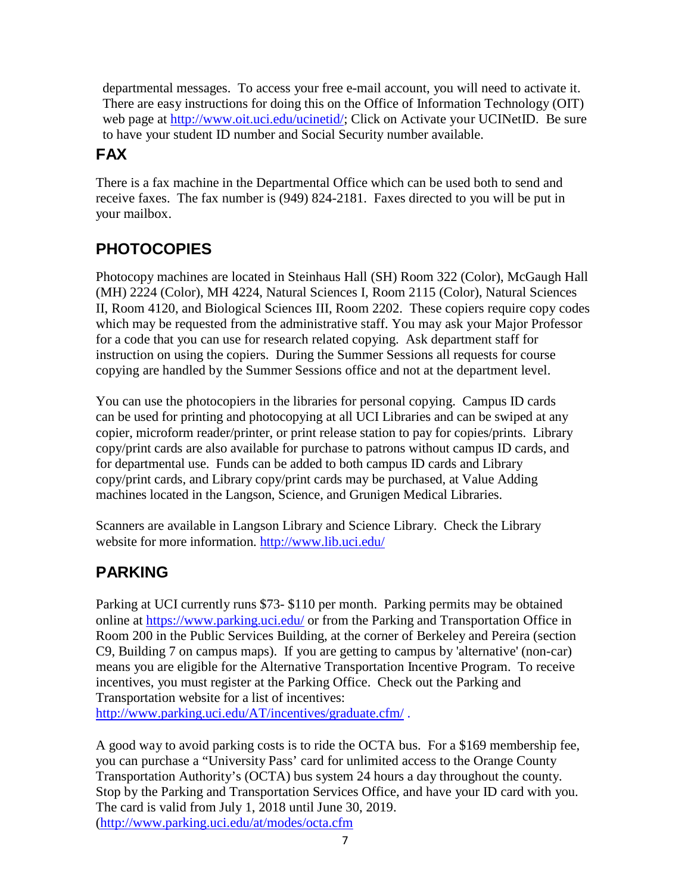departmental messages. To access your free e-mail account, you will need to activate it. There are easy instructions for doing this on the Office of Information Technology (OIT) web page at [http://www.oit.uci.edu/ucinetid/](http://www.oit.uci.edu/ucinetid/); Click on Activate your UCINetID. Be sure to have your student ID number and Social Security number available.

## FAX

There is a fax machine in the Departmental Office which can be used both to send and receive faxes. The fax number is (949) 824-2181. Faxes directed to you will be put in your mailbox.

## PHOTOCOPIES

Photocopy machines are located in Steinhaus Hall (SH) Room 322 (Color), McGaugh Hall (MH) 2224 (Color), MH 4224, Natural Sciences I, Room 2115 (Color), Natural Sciences II, Room 4120, and Biological Sciences III, Room 2202. These copiers require copy codes which may be requested from the administrative staff. You may ask your Major Professor for a code that you can use for research related copying. Ask department staff for instruction on using the copiers. During the Summer Sessions all requests for course copying are handled by the Summer Sessions office and not at the department level.

You can use the photocopiers in the libraries for personal copying. Campus ID cards can be used for printing and photocopying at all UCI Libraries and can be swiped at any copier, microform reader/printer, or print release station to pay for copies/prints. Library copy/print cards are also available for purchase to patrons without campus ID cards, and for departmental use. Funds can be added to both campus ID cards and Library copy/print cards, and Library copy/print cards may be purchased, at Value Adding machines located in the Langson, Science, and Grunigen Medical Libraries.

Scanners are available in Langson Library and Science Library. Check the Library website for more information. [http://www.lib.uci.edu/](http://www.lib.uci.edu/)

## PARKING

Parking at UCI currently runs $73- $110 per month. Parking permits may be obtained online at [https://www.parking.uci.edu/](https://www.parking.uci.edu/) or from the Parking and Transportation Office in Room 200 in the Public Services Building, at the corner of Berkeley and Pereira (section C9, Building 7 on campus maps). If you are getting to campus by 'alternative' (non-car) means you are eligible for the Alternative Transportation Incentive Program. To receive incentives, you must register at the Parking Office. Check out the Parking and Transportation website for a list of incentives: [http://www.parking.uci.edu/AT/incentives/graduate.cfm/](http://www.parking.uci.edu/AT/incentives/graduate.cfm/) .

A good way to avoid parking costs is to ride the OCTA bus. For a $169 membership fee, you can purchase a "University Pass' card for unlimited access to the Orange County Transportation Authority's (OCTA) bus system 24 hours a day throughout the county. Stop by the Parking and Transportation Services Office, and have your ID card with you. The card is valid from July 1, 2018 until June 30, 2019. ([http://www.parking.uci.edu/at/modes/octa.cfm](http://www.parking.uci.edu/at/modes/octa.cfm)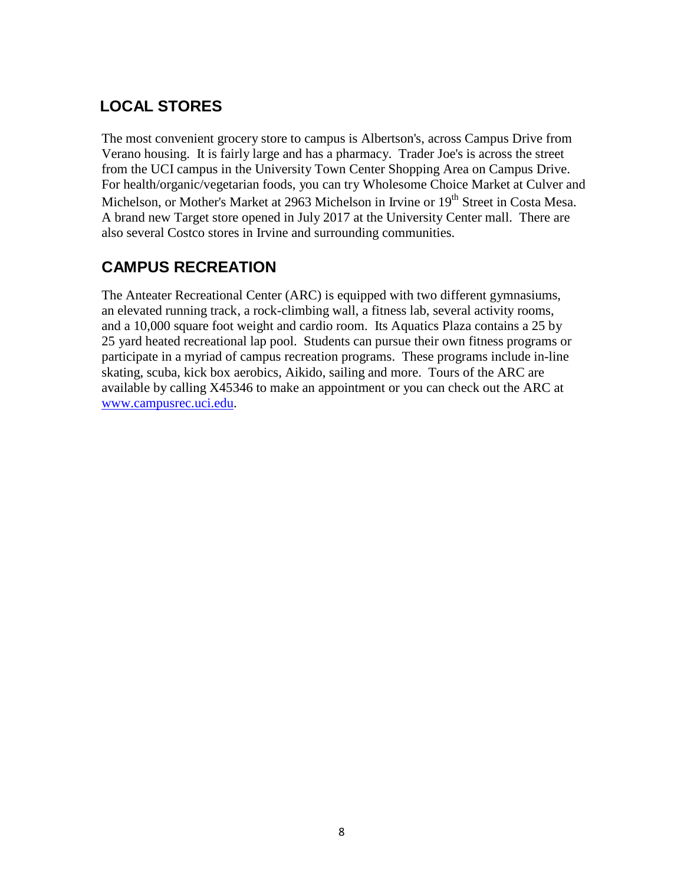## LOCAL STORES

The most convenient grocery store to campus is Albertson's, across Campus Drive from Verano housing. It is fairly large and has a pharmacy. Trader Joe's is across the street from the UCI campus in the University Town Center Shopping Area on Campus Drive. For health/organic/vegetarian foods, you can try Wholesome Choice Market at Culver and Michelson, or Mother's Market at 2963 Michelson in Irvine or 19th Street in Costa Mesa. A brand new Target store opened in July 2017 at the University Center mall. There are also several Costco stores in Irvine and surrounding communities.

## CAMPUS RECREATION

The Anteater Recreational Center (ARC) is equipped with two different gymnasiums, an elevated running track, a rock-climbing wall, a fitness lab, several activity rooms, and a 10,000 square foot weight and cardio room. Its Aquatics Plaza contains a 25 by 25 yard heated recreational lap pool. Students can pursue their own fitness programs or participate in a myriad of campus recreation programs. These programs include in-line skating, scuba, kick box aerobics, Aikido, sailing and more. Tours of the ARC are available by calling X45346 to make an appointment or you can check out the ARC at [www.campusrec.uci.edu](http://www.campusrec.uci.edu).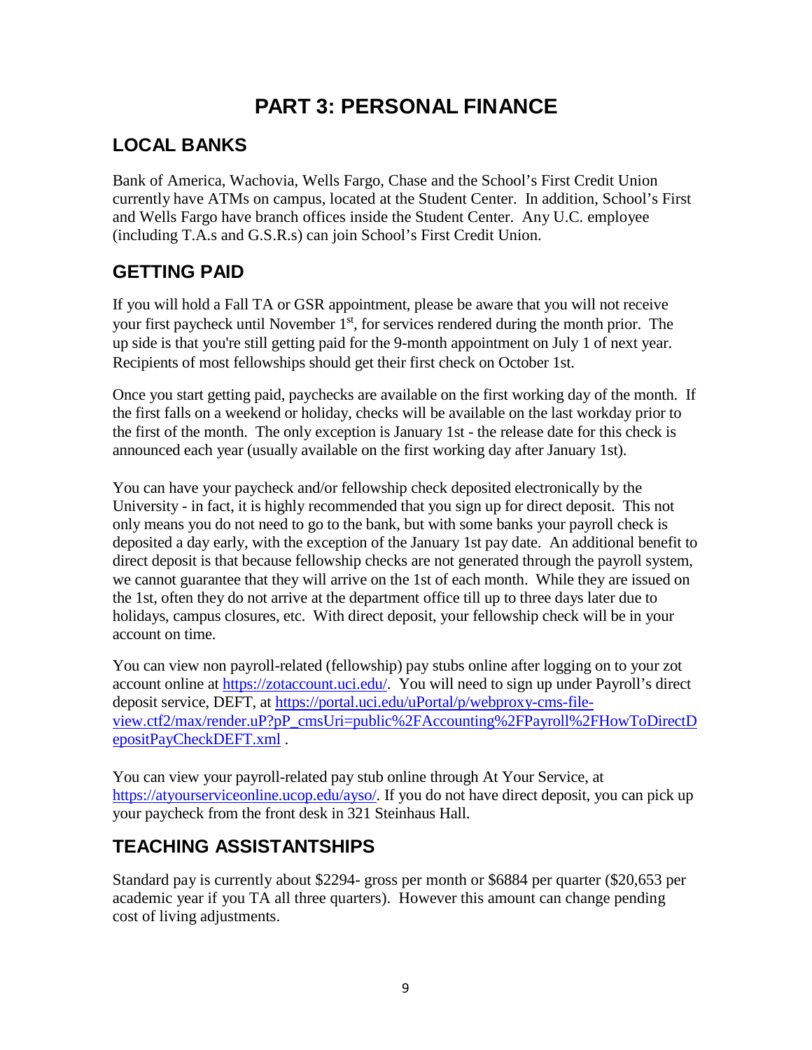# PART 3: PERSONAL FINANCE

## LOCAL BANKS

Bank of America, Wachovia, Wells Fargo, Chase and the School's First Credit Union currently have ATMs on campus, located at the Student Center. In addition, School's First and Wells Fargo have branch offices inside the Student Center. Any U.C. employee (including T.A.s and G.S.R.s) can join School's First Credit Union.

## GETTING PAID

If you will hold a Fall TA or GSR appointment, please be aware that you will not receive your first paycheck until November 1st, for services rendered during the month prior. The up side is that you're still getting paid for the 9-month appointment on July 1 of next year. Recipients of most fellowships should get their first check on October 1st.

Once you start getting paid, paychecks are available on the first working day of the month. If the first falls on a weekend or holiday, checks will be available on the last workday prior to the first of the month. The only exception is January 1st - the release date for this check is announced each year (usually available on the first working day after January 1st).

You can have your paycheck and/or fellowship check deposited electronically by the University - in fact, it is highly recommended that you sign up for direct deposit. This not only means you do not need to go to the bank, but with some banks your payroll check is deposited a day early, with the exception of the January 1st pay date. An additional benefit to direct deposit is that because fellowship checks are not generated through the payroll system, we cannot guarantee that they will arrive on the 1st of each month. While they are issued on the 1st, often they do not arrive at the department office till up to three days later due to holidays, campus closures, etc. With direct deposit, your fellowship check will be in your account on time.

You can view non payroll-related (fellowship) pay stubs online after logging on to your zot account online at https://zotaccount.uci.edu/. You will need to sign up under Payroll's direct deposit service, DEFT, at https://portal.uci.edu/uPortal/p/webproxy-cms-file-view.ctf2/max/render.uP?pP_cmsUri=public%2FAccounting%2FPayroll%2FHowToDirectDepositPayCheckDEFT.xml .

You can view your payroll-related pay stub online through At Your Service, at https://atyourserviceonline.ucop.edu/ayso/. If you do not have direct deposit, you can pick up your paycheck from the front desk in 321 Steinhaus Hall.

## TEACHING ASSISTANTSHIPS

Standard pay is currently about $2294- gross per month or $6884 per quarter ($20,653 per academic year if you TA all three quarters). However this amount can change pending cost of living adjustments.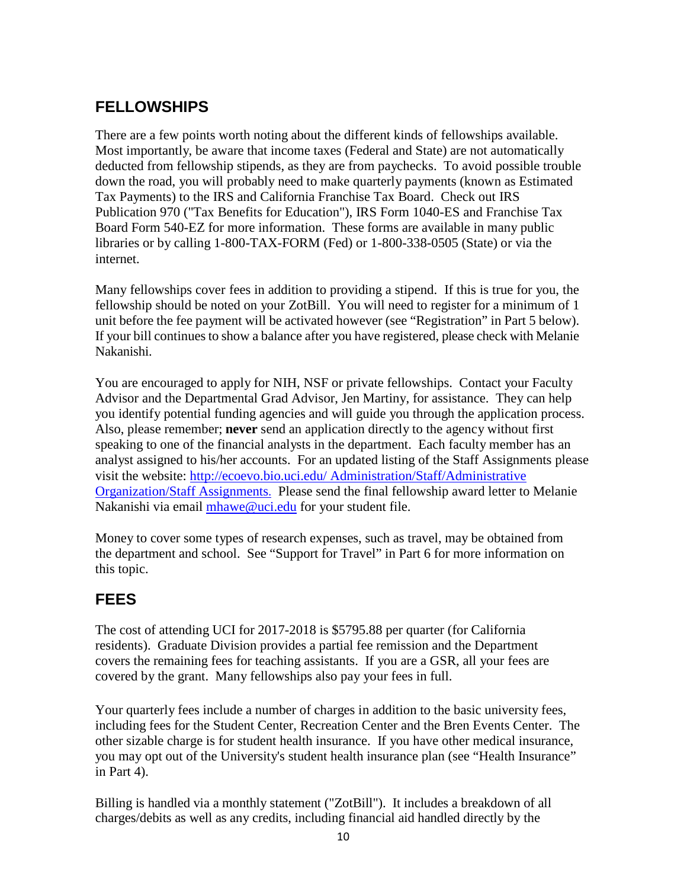## FELLOWSHIPS

There are a few points worth noting about the different kinds of fellowships available. Most importantly, be aware that income taxes (Federal and State) are not automatically deducted from fellowship stipends, as they are from paychecks. To avoid possible trouble down the road, you will probably need to make quarterly payments (known as Estimated Tax Payments) to the IRS and California Franchise Tax Board. Check out IRS Publication 970 ("Tax Benefits for Education"), IRS Form 1040-ES and Franchise Tax Board Form 540-EZ for more information. These forms are available in many public libraries or by calling 1-800-TAX-FORM (Fed) or 1-800-338-0505 (State) or via the internet.

Many fellowships cover fees in addition to providing a stipend. If this is true for you, the fellowship should be noted on your ZotBill. You will need to register for a minimum of 1 unit before the fee payment will be activated however (see "Registration" in Part 5 below). If your bill continues to show a balance after you have registered, please check with Melanie Nakanishi.

You are encouraged to apply for NIH, NSF or private fellowships. Contact your Faculty Advisor and the Departmental Grad Advisor, Jen Martiny, for assistance. They can help you identify potential funding agencies and will guide you through the application process. Also, please remember; **never** send an application directly to the agency without first speaking to one of the financial analysts in the department. Each faculty member has an analyst assigned to his/her accounts. For an updated listing of the Staff Assignments please visit the website: [http://ecoevo.bio.uci.edu/ Administration/Staff/Administrative Organization/Staff Assignments.](http://ecoevo.bio.uci.edu/) Please send the final fellowship award letter to Melanie Nakanishi via email [mhawe@uci.edu](mailto:mhawe@uci.edu) for your student file.

Money to cover some types of research expenses, such as travel, may be obtained from the department and school. See "Support for Travel" in Part 6 for more information on this topic.

## FEES

The cost of attending UCI for 2017-2018 is $5795.88 per quarter (for California residents). Graduate Division provides a partial fee remission and the Department covers the remaining fees for teaching assistants. If you are a GSR, all your fees are covered by the grant. Many fellowships also pay your fees in full.

Your quarterly fees include a number of charges in addition to the basic university fees, including fees for the Student Center, Recreation Center and the Bren Events Center. The other sizable charge is for student health insurance. If you have other medical insurance, you may opt out of the University's student health insurance plan (see "Health Insurance" in Part 4).

Billing is handled via a monthly statement ("ZotBill"). It includes a breakdown of all charges/debits as well as any credits, including financial aid handled directly by the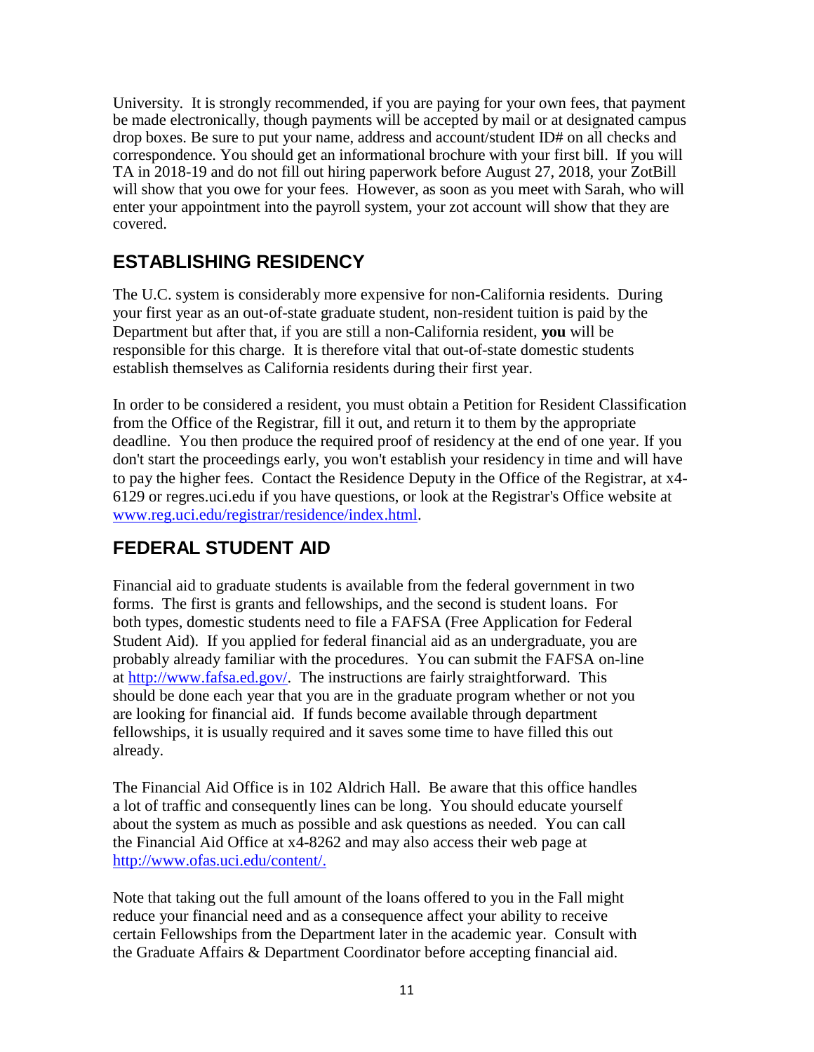University. It is strongly recommended, if you are paying for your own fees, that payment be made electronically, though payments will be accepted by mail or at designated campus drop boxes. Be sure to put your name, address and account/student ID# on all checks and correspondence. You should get an informational brochure with your first bill. If you will TA in 2018-19 and do not fill out hiring paperwork before August 27, 2018, your ZotBill will show that you owe for your fees. However, as soon as you meet with Sarah, who will enter your appointment into the payroll system, your zot account will show that they are covered.

## ESTABLISHING RESIDENCY

The U.C. system is considerably more expensive for non-California residents. During your first year as an out-of-state graduate student, non-resident tuition is paid by the Department but after that, if you are still a non-California resident, **you** will be responsible for this charge. It is therefore vital that out-of-state domestic students establish themselves as California residents during their first year.

In order to be considered a resident, you must obtain a Petition for Resident Classification from the Office of the Registrar, fill it out, and return it to them by the appropriate deadline. You then produce the required proof of residency at the end of one year. If you don't start the proceedings early, you won't establish your residency in time and will have to pay the higher fees. Contact the Residence Deputy in the Office of the Registrar, at x4-6129 or regres.uci.edu if you have questions, or look at the Registrar's Office website at [www.reg.uci.edu/registrar/residence/index.html](www.reg.uci.edu/registrar/residence/index.html).

## FEDERAL STUDENT AID

Financial aid to graduate students is available from the federal government in two forms. The first is grants and fellowships, and the second is student loans. For both types, domestic students need to file a FAFSA (Free Application for Federal Student Aid). If you applied for federal financial aid as an undergraduate, you are probably already familiar with the procedures. You can submit the FAFSA on-line at [http://www.fafsa.ed.gov/](http://www.fafsa.ed.gov/). The instructions are fairly straightforward. This should be done each year that you are in the graduate program whether or not you are looking for financial aid. If funds become available through department fellowships, it is usually required and it saves some time to have filled this out already.

The Financial Aid Office is in 102 Aldrich Hall. Be aware that this office handles a lot of traffic and consequently lines can be long. You should educate yourself about the system as much as possible and ask questions as needed. You can call the Financial Aid Office at x4-8262 and may also access their web page at [http://www.ofas.uci.edu/content/.](http://www.ofas.uci.edu/content/)

Note that taking out the full amount of the loans offered to you in the Fall might reduce your financial need and as a consequence affect your ability to receive certain Fellowships from the Department later in the academic year. Consult with the Graduate Affairs & Department Coordinator before accepting financial aid.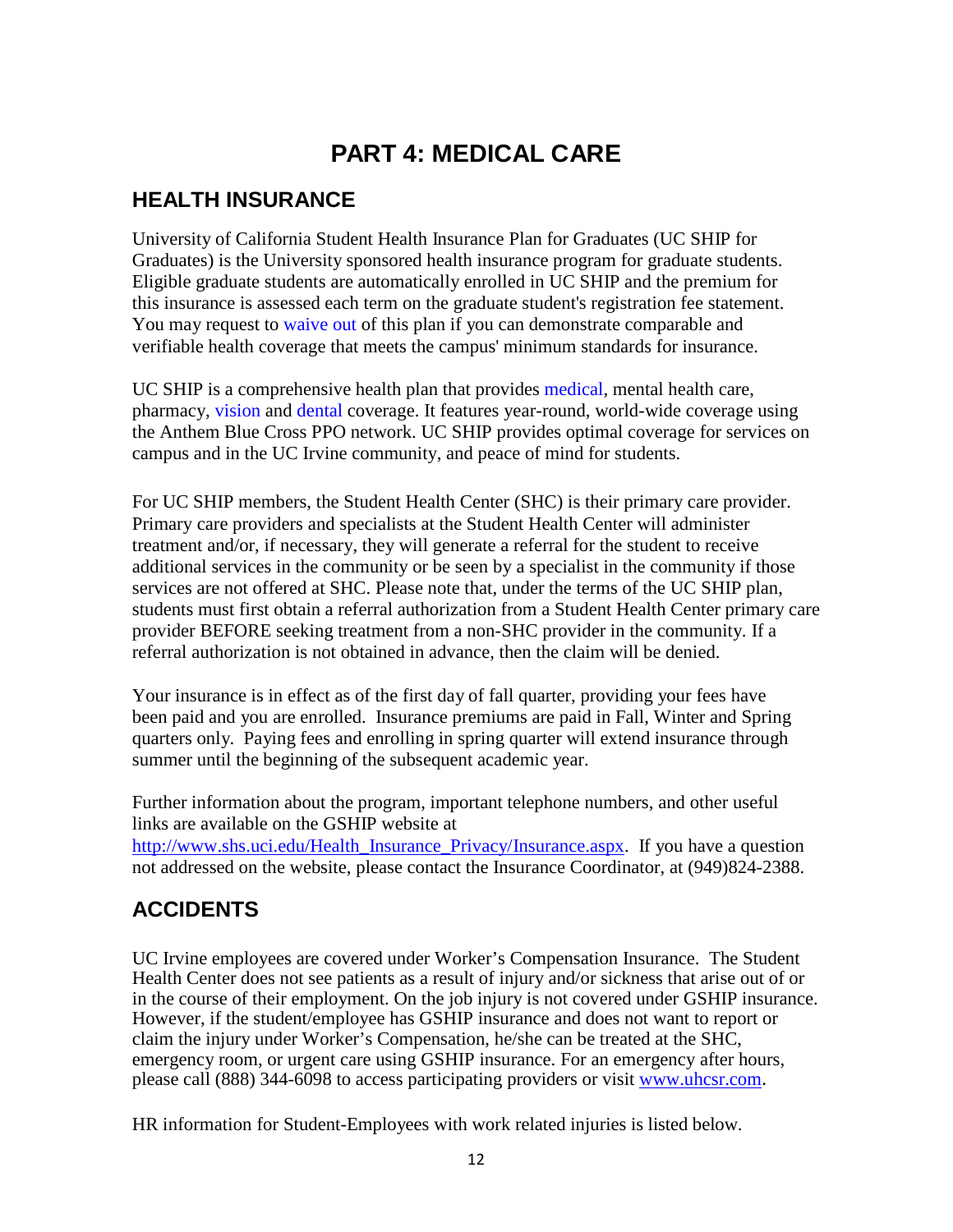# PART 4: MEDICAL CARE

## HEALTH INSURANCE

University of California Student Health Insurance Plan for Graduates (UC SHIP for Graduates) is the University sponsored health insurance program for graduate students. Eligible graduate students are automatically enrolled in UC SHIP and the premium for this insurance is assessed each term on the graduate student's registration fee statement. You may request to waive out of this plan if you can demonstrate comparable and verifiable health coverage that meets the campus' minimum standards for insurance.

UC SHIP is a comprehensive health plan that provides medical, mental health care, pharmacy, vision and dental coverage. It features year-round, world-wide coverage using the Anthem Blue Cross PPO network. UC SHIP provides optimal coverage for services on campus and in the UC Irvine community, and peace of mind for students.

For UC SHIP members, the Student Health Center (SHC) is their primary care provider. Primary care providers and specialists at the Student Health Center will administer treatment and/or, if necessary, they will generate a referral for the student to receive additional services in the community or be seen by a specialist in the community if those services are not offered at SHC. Please note that, under the terms of the UC SHIP plan, students must first obtain a referral authorization from a Student Health Center primary care provider BEFORE seeking treatment from a non-SHC provider in the community. If a referral authorization is not obtained in advance, then the claim will be denied.

Your insurance is in effect as of the first day of fall quarter, providing your fees have been paid and you are enrolled. Insurance premiums are paid in Fall, Winter and Spring quarters only. Paying fees and enrolling in spring quarter will extend insurance through summer until the beginning of the subsequent academic year.

Further information about the program, important telephone numbers, and other useful links are available on the GSHIP website at http://www.shs.uci.edu/Health_Insurance_Privacy/Insurance.aspx. If you have a question not addressed on the website, please contact the Insurance Coordinator, at (949)824-2388.

## ACCIDENTS

UC Irvine employees are covered under Worker's Compensation Insurance. The Student Health Center does not see patients as a result of injury and/or sickness that arise out of or in the course of their employment. On the job injury is not covered under GSHIP insurance. However, if the student/employee has GSHIP insurance and does not want to report or claim the injury under Worker's Compensation, he/she can be treated at the SHC, emergency room, or urgent care using GSHIP insurance. For an emergency after hours, please call (888) 344-6098 to access participating providers or visit www.uhcsr.com.

HR information for Student-Employees with work related injuries is listed below.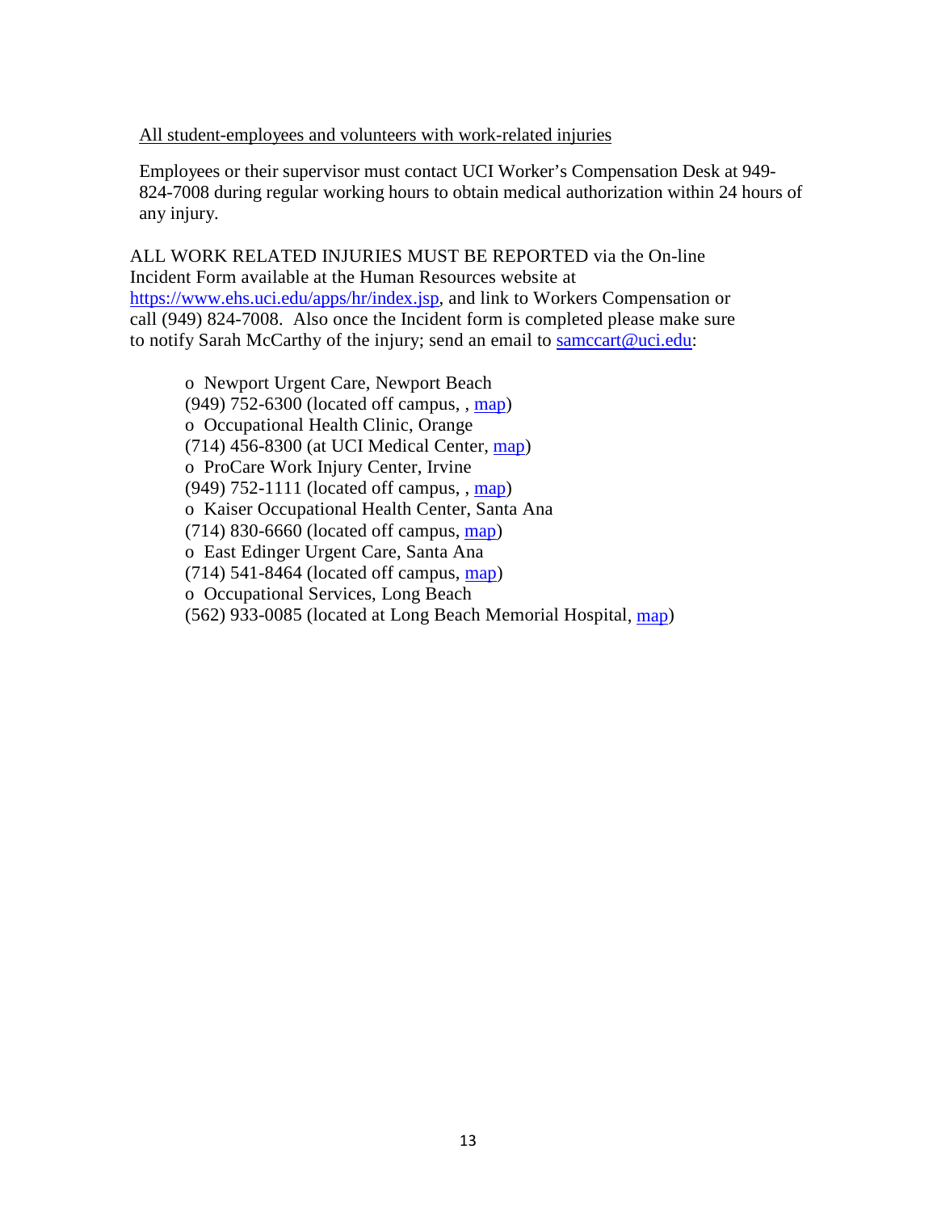<u>All student-employees and volunteers with work-related injuries</u>

Employees or their supervisor must contact UCI Worker's Compensation Desk at 949-824-7008 during regular working hours to obtain medical authorization within 24 hours of any injury.

ALL WORK RELATED INJURIES MUST BE REPORTED via the On-line Incident Form available at the Human Resources website at https://www.ehs.uci.edu/apps/hr/index.jsp, and link to Workers Compensation or call (949) 824-7008. Also once the Incident form is completed please make sure to notify Sarah McCarthy of the injury; send an email to samccart@uci.edu:

- Newport Urgent Care, Newport Beach
  (949) 752-6300 (located off campus, , map)
- Occupational Health Clinic, Orange
  (714) 456-8300 (at UCI Medical Center, map)
- ProCare Work Injury Center, Irvine
  (949) 752-1111 (located off campus, , map)
- Kaiser Occupational Health Center, Santa Ana
  (714) 830-6660 (located off campus, map)
- East Edinger Urgent Care, Santa Ana
  (714) 541-8464 (located off campus, map)
- Occupational Services, Long Beach
  (562) 933-0085 (located at Long Beach Memorial Hospital, map)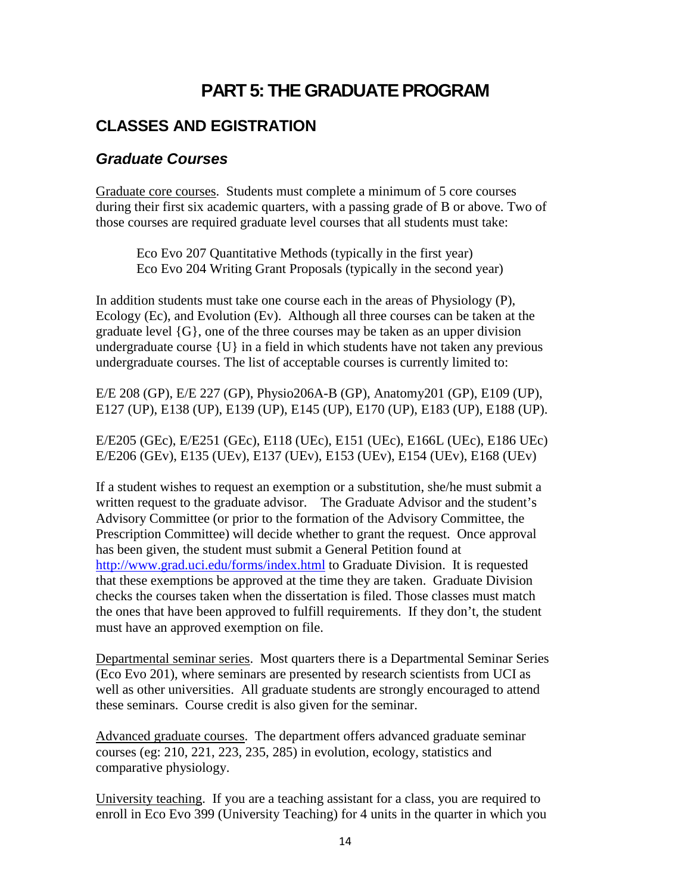# PART 5: THE GRADUATE PROGRAM

## CLASSES AND EGISTRATION

### *Graduate Courses*

Graduate core courses. Students must complete a minimum of 5 core courses during their first six academic quarters, with a passing grade of B or above. Two of those courses are required graduate level courses that all students must take:

Eco Evo 207 Quantitative Methods (typically in the first year)
Eco Evo 204 Writing Grant Proposals (typically in the second year)

In addition students must take one course each in the areas of Physiology (P), Ecology (Ec), and Evolution (Ev). Although all three courses can be taken at the graduate level {G}, one of the three courses may be taken as an upper division undergraduate course {U} in a field in which students have not taken any previous undergraduate courses. The list of acceptable courses is currently limited to:

E/E 208 (GP), E/E 227 (GP), Physio206A-B (GP), Anatomy201 (GP), E109 (UP), E127 (UP), E138 (UP), E139 (UP), E145 (UP), E170 (UP), E183 (UP), E188 (UP).

E/E205 (GEc), E/E251 (GEc), E118 (UEc), E151 (UEc), E166L (UEc), E186 UEc)
E/E206 (GEv), E135 (UEv), E137 (UEv), E153 (UEv), E154 (UEv), E168 (UEv)

If a student wishes to request an exemption or a substitution, she/he must submit a written request to the graduate advisor. The Graduate Advisor and the student's Advisory Committee (or prior to the formation of the Advisory Committee, the Prescription Committee) will decide whether to grant the request. Once approval has been given, the student must submit a General Petition found at http://www.grad.uci.edu/forms/index.html to Graduate Division. It is requested that these exemptions be approved at the time they are taken. Graduate Division checks the courses taken when the dissertation is filed. Those classes must match the ones that have been approved to fulfill requirements. If they don't, the student must have an approved exemption on file.

Departmental seminar series. Most quarters there is a Departmental Seminar Series (Eco Evo 201), where seminars are presented by research scientists from UCI as well as other universities. All graduate students are strongly encouraged to attend these seminars. Course credit is also given for the seminar.

Advanced graduate courses. The department offers advanced graduate seminar courses (eg: 210, 221, 223, 235, 285) in evolution, ecology, statistics and comparative physiology.

University teaching. If you are a teaching assistant for a class, you are required to enroll in Eco Evo 399 (University Teaching) for 4 units in the quarter in which you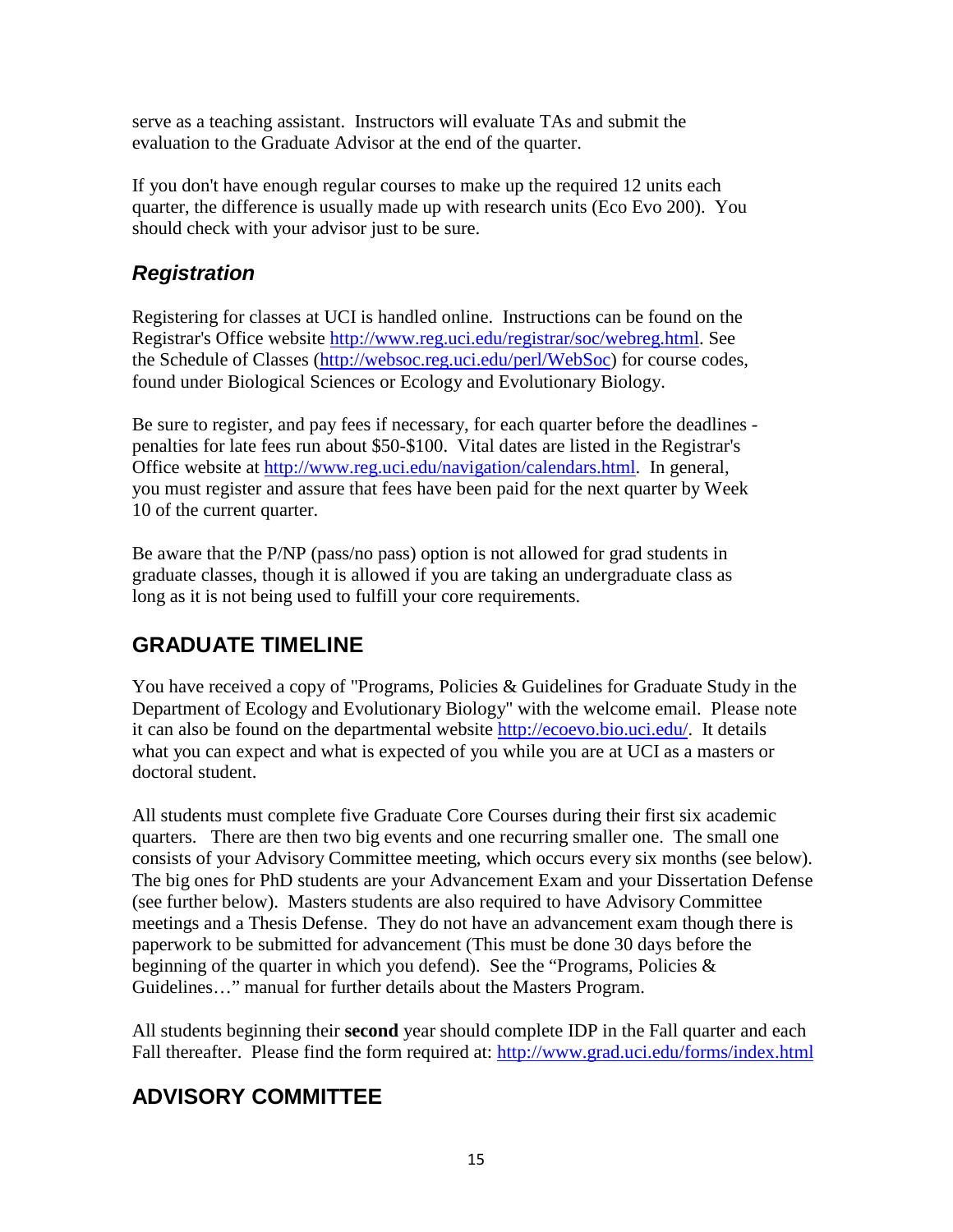serve as a teaching assistant. Instructors will evaluate TAs and submit the evaluation to the Graduate Advisor at the end of the quarter.

If you don't have enough regular courses to make up the required 12 units each quarter, the difference is usually made up with research units (Eco Evo 200). You should check with your advisor just to be sure.

### *Registration*

Registering for classes at UCI is handled online. Instructions can be found on the Registrar's Office website http://www.reg.uci.edu/registrar/soc/webreg.html. See the Schedule of Classes (http://websoc.reg.uci.edu/perl/WebSoc) for course codes, found under Biological Sciences or Ecology and Evolutionary Biology.

Be sure to register, and pay fees if necessary, for each quarter before the deadlines - penalties for late fees run about $50-$100. Vital dates are listed in the Registrar's Office website at http://www.reg.uci.edu/navigation/calendars.html. In general, you must register and assure that fees have been paid for the next quarter by Week 10 of the current quarter.

Be aware that the P/NP (pass/no pass) option is not allowed for grad students in graduate classes, though it is allowed if you are taking an undergraduate class as long as it is not being used to fulfill your core requirements.

## GRADUATE TIMELINE

You have received a copy of "Programs, Policies & Guidelines for Graduate Study in the Department of Ecology and Evolutionary Biology" with the welcome email. Please note it can also be found on the departmental website http://ecoevo.bio.uci.edu/. It details what you can expect and what is expected of you while you are at UCI as a masters or doctoral student.

All students must complete five Graduate Core Courses during their first six academic quarters. There are then two big events and one recurring smaller one. The small one consists of your Advisory Committee meeting, which occurs every six months (see below). The big ones for PhD students are your Advancement Exam and your Dissertation Defense (see further below). Masters students are also required to have Advisory Committee meetings and a Thesis Defense. They do not have an advancement exam though there is paperwork to be submitted for advancement (This must be done 30 days before the beginning of the quarter in which you defend). See the "Programs, Policies & Guidelines…" manual for further details about the Masters Program.

All students beginning their **second** year should complete IDP in the Fall quarter and each Fall thereafter. Please find the form required at: http://www.grad.uci.edu/forms/index.html

## ADVISORY COMMITTEE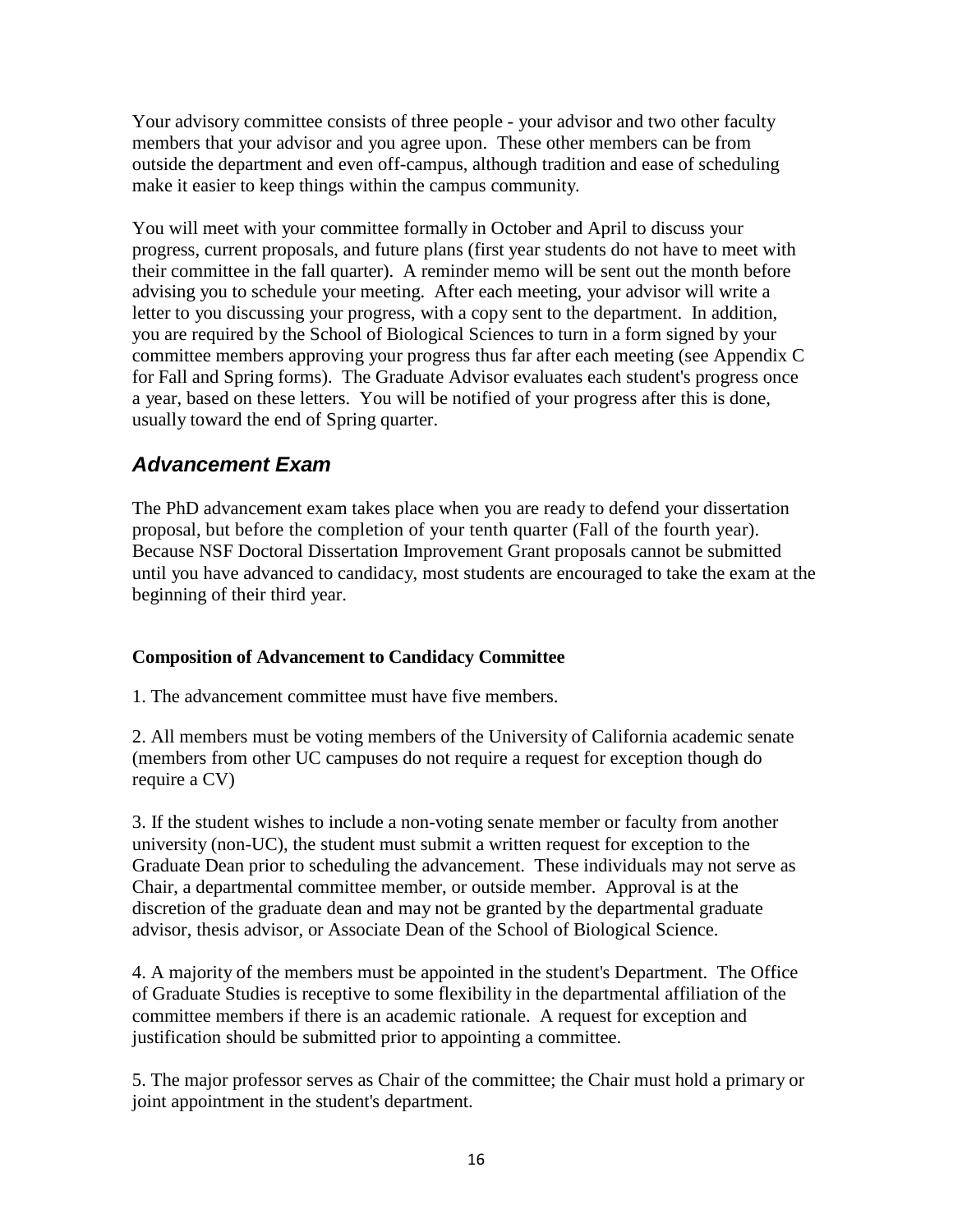Your advisory committee consists of three people - your advisor and two other faculty members that your advisor and you agree upon. These other members can be from outside the department and even off-campus, although tradition and ease of scheduling make it easier to keep things within the campus community.

You will meet with your committee formally in October and April to discuss your progress, current proposals, and future plans (first year students do not have to meet with their committee in the fall quarter). A reminder memo will be sent out the month before advising you to schedule your meeting. After each meeting, your advisor will write a letter to you discussing your progress, with a copy sent to the department. In addition, you are required by the School of Biological Sciences to turn in a form signed by your committee members approving your progress thus far after each meeting (see Appendix C for Fall and Spring forms). The Graduate Advisor evaluates each student's progress once a year, based on these letters. You will be notified of your progress after this is done, usually toward the end of Spring quarter.

## *Advancement Exam*

The PhD advancement exam takes place when you are ready to defend your dissertation proposal, but before the completion of your tenth quarter (Fall of the fourth year). Because NSF Doctoral Dissertation Improvement Grant proposals cannot be submitted until you have advanced to candidacy, most students are encouraged to take the exam at the beginning of their third year.

**Composition of Advancement to Candidacy Committee**

1. The advancement committee must have five members.

2. All members must be voting members of the University of California academic senate (members from other UC campuses do not require a request for exception though do require a CV)

3. If the student wishes to include a non-voting senate member or faculty from another university (non-UC), the student must submit a written request for exception to the Graduate Dean prior to scheduling the advancement. These individuals may not serve as Chair, a departmental committee member, or outside member. Approval is at the discretion of the graduate dean and may not be granted by the departmental graduate advisor, thesis advisor, or Associate Dean of the School of Biological Science.

4. A majority of the members must be appointed in the student's Department. The Office of Graduate Studies is receptive to some flexibility in the departmental affiliation of the committee members if there is an academic rationale. A request for exception and justification should be submitted prior to appointing a committee.

5. The major professor serves as Chair of the committee; the Chair must hold a primary or joint appointment in the student's department.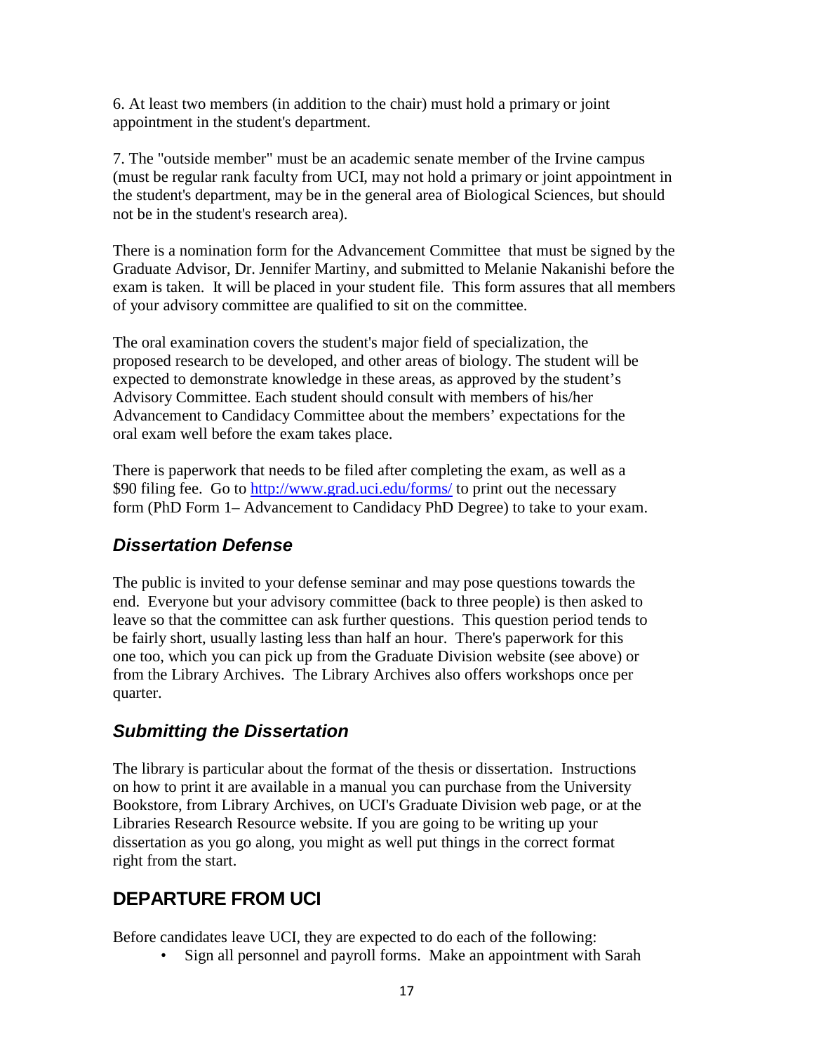6. At least two members (in addition to the chair) must hold a primary or joint appointment in the student's department.

7. The "outside member" must be an academic senate member of the Irvine campus (must be regular rank faculty from UCI, may not hold a primary or joint appointment in the student's department, may be in the general area of Biological Sciences, but should not be in the student's research area).

There is a nomination form for the Advancement Committee that must be signed by the Graduate Advisor, Dr. Jennifer Martiny, and submitted to Melanie Nakanishi before the exam is taken. It will be placed in your student file. This form assures that all members of your advisory committee are qualified to sit on the committee.

The oral examination covers the student's major field of specialization, the proposed research to be developed, and other areas of biology. The student will be expected to demonstrate knowledge in these areas, as approved by the student's Advisory Committee. Each student should consult with members of his/her Advancement to Candidacy Committee about the members' expectations for the oral exam well before the exam takes place.

There is paperwork that needs to be filed after completing the exam, as well as a $90 filing fee. Go to [http://www.grad.uci.edu/forms/](http://www.grad.uci.edu/forms/) to print out the necessary form (PhD Form 1– Advancement to Candidacy PhD Degree) to take to your exam.

### *Dissertation Defense*

The public is invited to your defense seminar and may pose questions towards the end. Everyone but your advisory committee (back to three people) is then asked to leave so that the committee can ask further questions. This question period tends to be fairly short, usually lasting less than half an hour. There's paperwork for this one too, which you can pick up from the Graduate Division website (see above) or from the Library Archives. The Library Archives also offers workshops once per quarter.

### *Submitting the Dissertation*

The library is particular about the format of the thesis or dissertation. Instructions on how to print it are available in a manual you can purchase from the University Bookstore, from Library Archives, on UCI's Graduate Division web page, or at the Libraries Research Resource website. If you are going to be writing up your dissertation as you go along, you might as well put things in the correct format right from the start.

## DEPARTURE FROM UCI

Before candidates leave UCI, they are expected to do each of the following:

- Sign all personnel and payroll forms. Make an appointment with Sarah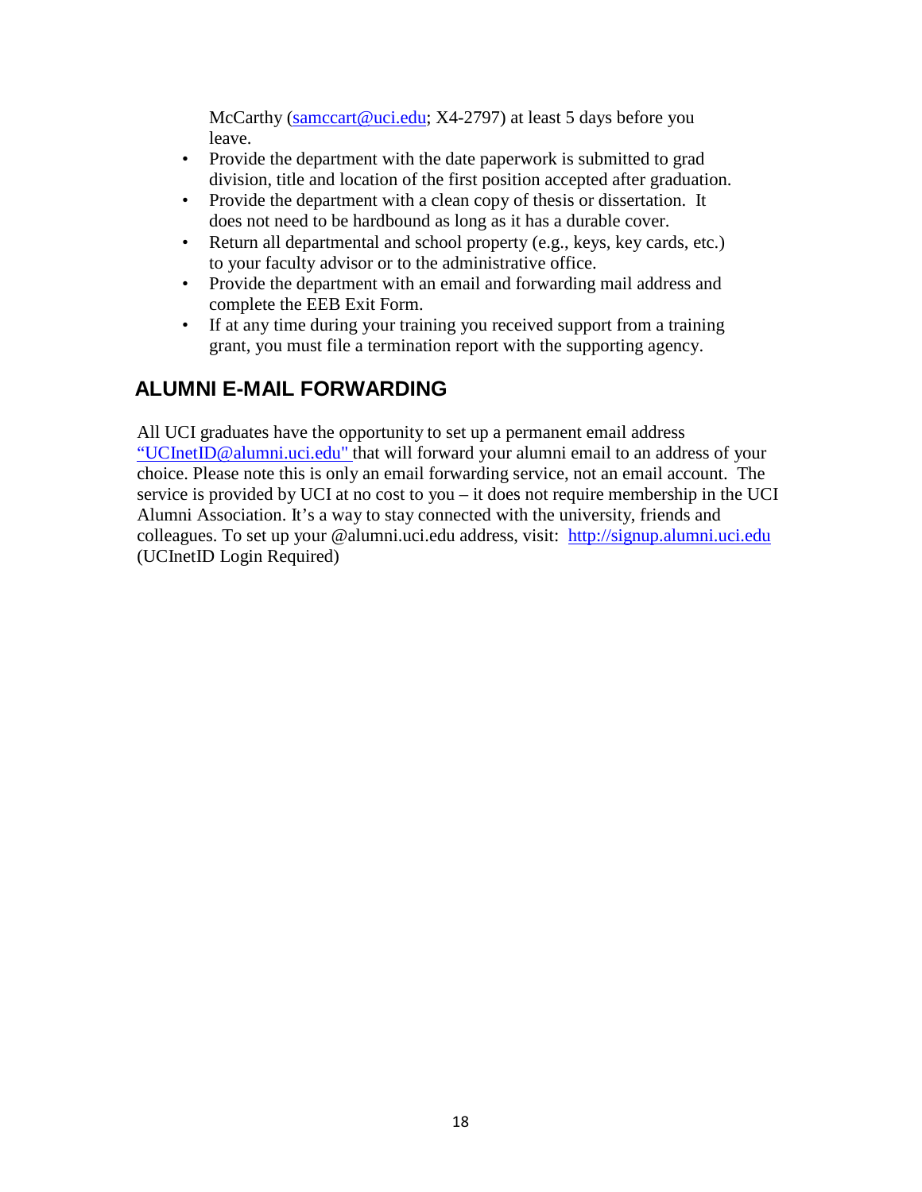McCarthy (samccart@uci.edu; X4-2797) at least 5 days before you leave.

- Provide the department with the date paperwork is submitted to grad division, title and location of the first position accepted after graduation.
- Provide the department with a clean copy of thesis or dissertation. It does not need to be hardbound as long as it has a durable cover.
- Return all departmental and school property (e.g., keys, key cards, etc.) to your faculty advisor or to the administrative office.
- Provide the department with an email and forwarding mail address and complete the EEB Exit Form.
- If at any time during your training you received support from a training grant, you must file a termination report with the supporting agency.

## ALUMNI E-MAIL FORWARDING

All UCI graduates have the opportunity to set up a permanent email address "UCInetID@alumni.uci.edu" that will forward your alumni email to an address of your choice. Please note this is only an email forwarding service, not an email account. The service is provided by UCI at no cost to you – it does not require membership in the UCI Alumni Association. It's a way to stay connected with the university, friends and colleagues. To set up your @alumni.uci.edu address, visit: http://signup.alumni.uci.edu (UCInetID Login Required)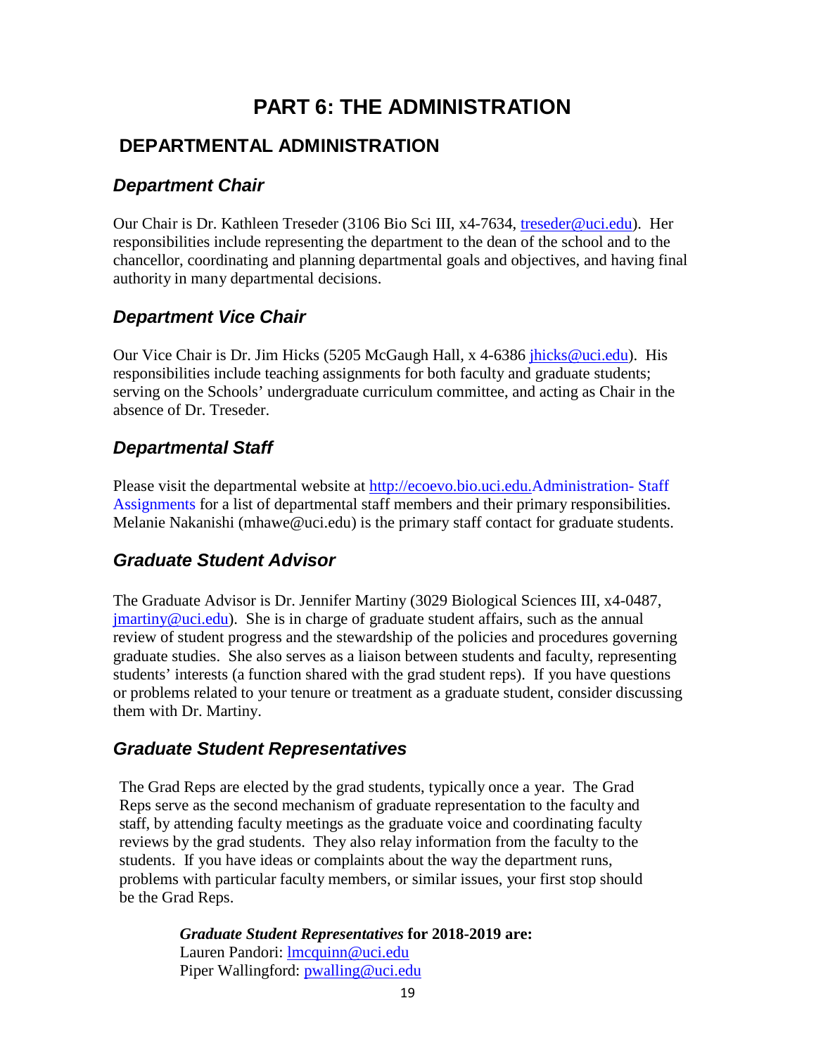# PART 6: THE ADMINISTRATION

## DEPARTMENTAL ADMINISTRATION

### *Department Chair*

Our Chair is Dr. Kathleen Treseder (3106 Bio Sci III, x4-7634, treseder@uci.edu). Her responsibilities include representing the department to the dean of the school and to the chancellor, coordinating and planning departmental goals and objectives, and having final authority in many departmental decisions.

### *Department Vice Chair*

Our Vice Chair is Dr. Jim Hicks (5205 McGaugh Hall, x 4-6386 jhicks@uci.edu). His responsibilities include teaching assignments for both faculty and graduate students; serving on the Schools' undergraduate curriculum committee, and acting as Chair in the absence of Dr. Treseder.

### *Departmental Staff*

Please visit the departmental website at http://ecoevo.bio.uci.edu.Administration- Staff Assignments for a list of departmental staff members and their primary responsibilities. Melanie Nakanishi (mhawe@uci.edu) is the primary staff contact for graduate students.

### *Graduate Student Advisor*

The Graduate Advisor is Dr. Jennifer Martiny (3029 Biological Sciences III, x4-0487, jmartiny@uci.edu). She is in charge of graduate student affairs, such as the annual review of student progress and the stewardship of the policies and procedures governing graduate studies. She also serves as a liaison between students and faculty, representing students' interests (a function shared with the grad student reps). If you have questions or problems related to your tenure or treatment as a graduate student, consider discussing them with Dr. Martiny.

### *Graduate Student Representatives*

The Grad Reps are elected by the grad students, typically once a year. The Grad Reps serve as the second mechanism of graduate representation to the faculty and staff, by attending faculty meetings as the graduate voice and coordinating faculty reviews by the grad students. They also relay information from the faculty to the students. If you have ideas or complaints about the way the department runs, problems with particular faculty members, or similar issues, your first stop should be the Grad Reps.

***Graduate Student Representatives* for 2018-2019 are:**
Lauren Pandori: lmcquinn@uci.edu
Piper Wallingford: pwalling@uci.edu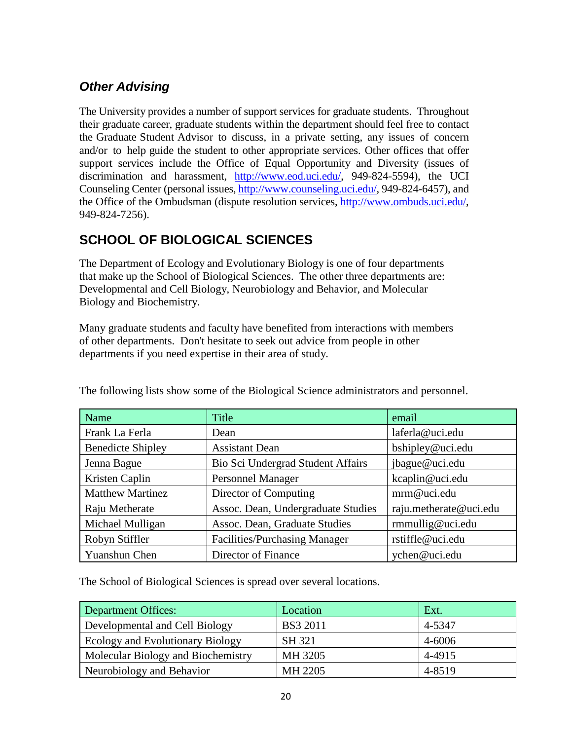### *Other Advising*

The University provides a number of support services for graduate students. Throughout their graduate career, graduate students within the department should feel free to contact the Graduate Student Advisor to discuss, in a private setting, any issues of concern and/or to help guide the student to other appropriate services. Other offices that offer support services include the Office of Equal Opportunity and Diversity (issues of discrimination and harassment, http://www.eod.uci.edu/, 949-824-5594), the UCI Counseling Center (personal issues, http://www.counseling.uci.edu/, 949-824-6457), and the Office of the Ombudsman (dispute resolution services, http://www.ombuds.uci.edu/, 949-824-7256).

## SCHOOL OF BIOLOGICAL SCIENCES

The Department of Ecology and Evolutionary Biology is one of four departments that make up the School of Biological Sciences. The other three departments are: Developmental and Cell Biology, Neurobiology and Behavior, and Molecular Biology and Biochemistry.

Many graduate students and faculty have benefited from interactions with members of other departments. Don't hesitate to seek out advice from people in other departments if you need expertise in their area of study.

The following lists show some of the Biological Science administrators and personnel.

| Name | Title | email |
|---|---|---|
| Frank La Ferla | Dean | laferla@uci.edu |
| Benedicte Shipley | Assistant Dean | bshipley@uci.edu |
| Jenna Bague | Bio Sci Undergrad Student Affairs | jbague@uci.edu |
| Kristen Caplin | Personnel Manager | kcaplin@uci.edu |
| Matthew Martinez | Director of Computing | mrm@uci.edu |
| Raju Metherate | Assoc. Dean, Undergraduate Studies | raju.metherate@uci.edu |
| Michael Mulligan | Assoc. Dean, Graduate Studies | rmmullig@uci.edu |
| Robyn Stiffler | Facilities/Purchasing Manager | rstiffle@uci.edu |
| Yuanshun Chen | Director of Finance | ychen@uci.edu |

The School of Biological Sciences is spread over several locations.

| Department Offices: | Location | Ext. |
|---|---|---|
| Developmental and Cell Biology | BS3 2011 | 4-5347 |
| Ecology and Evolutionary Biology | SH 321 | 4-6006 |
| Molecular Biology and Biochemistry | MH 3205 | 4-4915 |
| Neurobiology and Behavior | MH 2205 | 4-8519 |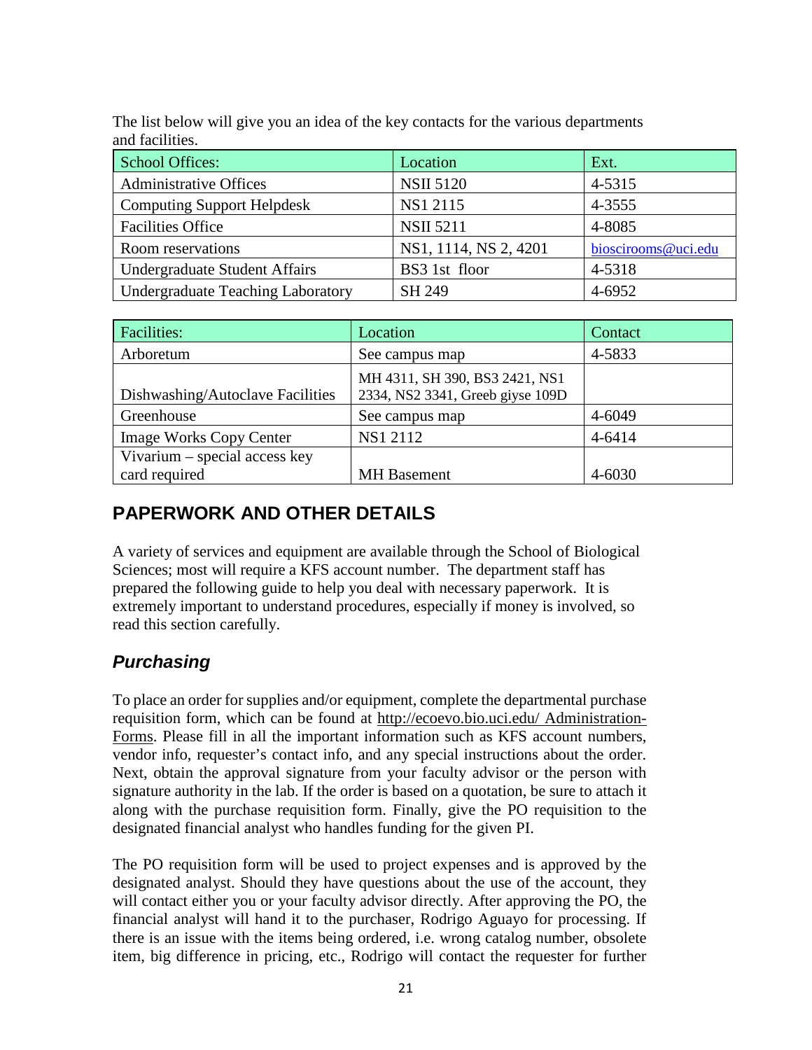The list below will give you an idea of the key contacts for the various departments and facilities.

| School Offices: | Location | Ext. |
| --- | --- | --- |
| Administrative Offices | NSII 5120 | 4-5315 |
| Computing Support Helpdesk | NS1 2115 | 4-3555 |
| Facilities Office | NSII 5211 | 4-8085 |
| Room reservations | NS1, 1114, NS 2, 4201 | bioscirooms@uci.edu |
| Undergraduate Student Affairs | BS3 1st floor | 4-5318 |
| Undergraduate Teaching Laboratory | SH 249 | 4-6952 |

| Facilities: | Location | Contact |
| --- | --- | --- |
| Arboretum | See campus map | 4-5833 |
| Dishwashing/Autoclave Facilities | MH 4311, SH 390, BS3 2421, NS1 2334, NS2 3341, Greeb giyse 109D | |
| Greenhouse | See campus map | 4-6049 |
| Image Works Copy Center | NS1 2112 | 4-6414 |
| Vivarium – special access key card required | MH Basement | 4-6030 |

## PAPERWORK AND OTHER DETAILS

A variety of services and equipment are available through the School of Biological Sciences; most will require a KFS account number. The department staff has prepared the following guide to help you deal with necessary paperwork. It is extremely important to understand procedures, especially if money is involved, so read this section carefully.

### *Purchasing*

To place an order for supplies and/or equipment, complete the departmental purchase requisition form, which can be found at http://ecoevo.bio.uci.edu/ Administration-Forms. Please fill in all the important information such as KFS account numbers, vendor info, requester's contact info, and any special instructions about the order. Next, obtain the approval signature from your faculty advisor or the person with signature authority in the lab. If the order is based on a quotation, be sure to attach it along with the purchase requisition form. Finally, give the PO requisition to the designated financial analyst who handles funding for the given PI.

The PO requisition form will be used to project expenses and is approved by the designated analyst. Should they have questions about the use of the account, they will contact either you or your faculty advisor directly. After approving the PO, the financial analyst will hand it to the purchaser, Rodrigo Aguayo for processing. If there is an issue with the items being ordered, i.e. wrong catalog number, obsolete item, big difference in pricing, etc., Rodrigo will contact the requester for further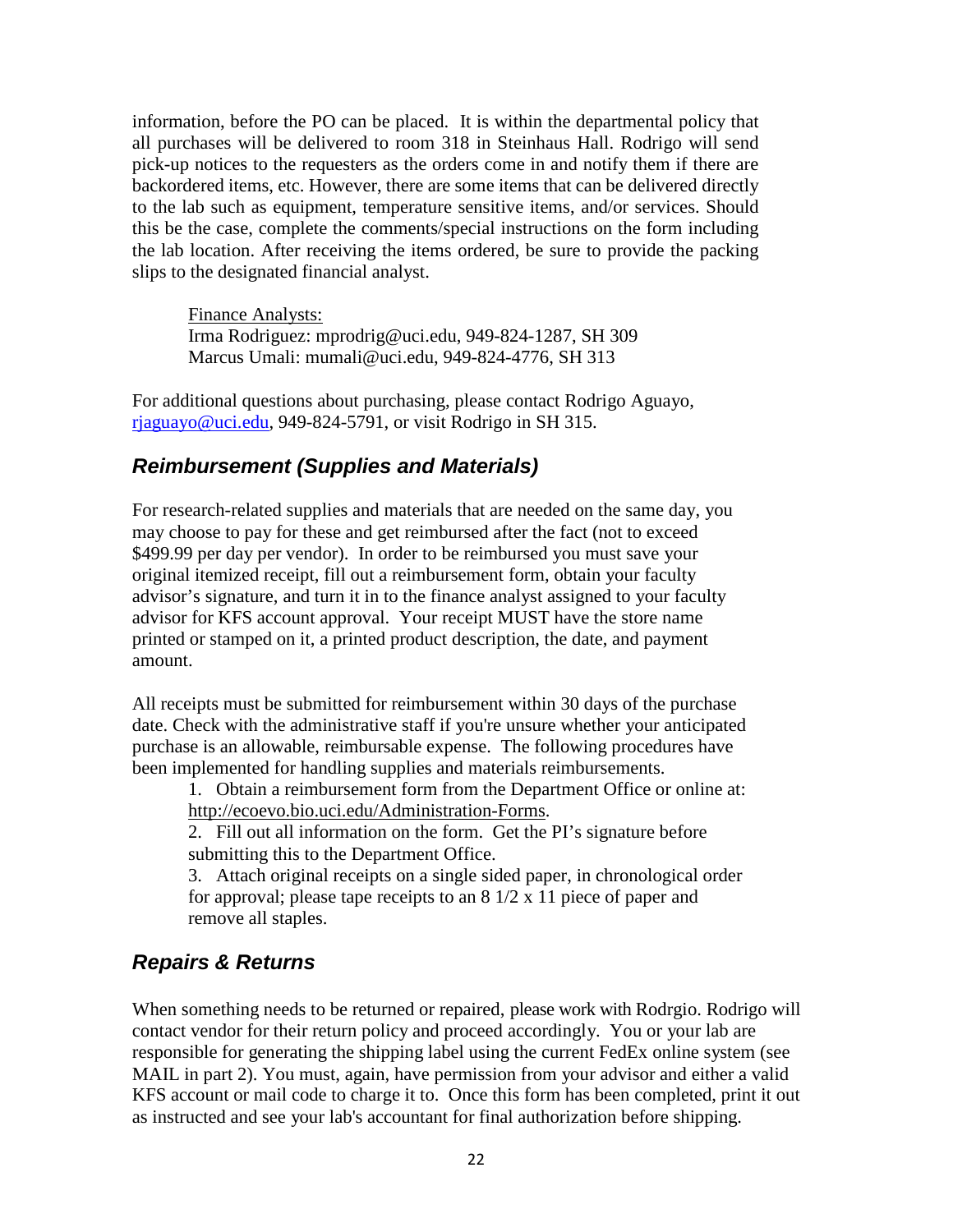information, before the PO can be placed. It is within the departmental policy that all purchases will be delivered to room 318 in Steinhaus Hall. Rodrigo will send pick-up notices to the requesters as the orders come in and notify them if there are backordered items, etc. However, there are some items that can be delivered directly to the lab such as equipment, temperature sensitive items, and/or services. Should this be the case, complete the comments/special instructions on the form including the lab location. After receiving the items ordered, be sure to provide the packing slips to the designated financial analyst.

> Finance Analysts:
> Irma Rodriguez: mprodrig@uci.edu, 949-824-1287, SH 309
> Marcus Umali: mumali@uci.edu, 949-824-4776, SH 313

For additional questions about purchasing, please contact Rodrigo Aguayo, rjaguayo@uci.edu, 949-824-5791, or visit Rodrigo in SH 315.

## *Reimbursement (Supplies and Materials)*

For research-related supplies and materials that are needed on the same day, you may choose to pay for these and get reimbursed after the fact (not to exceed $499.99 per day per vendor). In order to be reimbursed you must save your original itemized receipt, fill out a reimbursement form, obtain your faculty advisor's signature, and turn it in to the finance analyst assigned to your faculty advisor for KFS account approval. Your receipt MUST have the store name printed or stamped on it, a printed product description, the date, and payment amount.

All receipts must be submitted for reimbursement within 30 days of the purchase date. Check with the administrative staff if you're unsure whether your anticipated purchase is an allowable, reimbursable expense. The following procedures have been implemented for handling supplies and materials reimbursements.

1. Obtain a reimbursement form from the Department Office or online at: http://ecoevo.bio.uci.edu/Administration-Forms.
2. Fill out all information on the form. Get the PI's signature before submitting this to the Department Office.
3. Attach original receipts on a single sided paper, in chronological order for approval; please tape receipts to an 8 1/2 x 11 piece of paper and remove all staples.

## *Repairs & Returns*

When something needs to be returned or repaired, please work with Rodrgio. Rodrigo will contact vendor for their return policy and proceed accordingly. You or your lab are responsible for generating the shipping label using the current FedEx online system (see MAIL in part 2). You must, again, have permission from your advisor and either a valid KFS account or mail code to charge it to. Once this form has been completed, print it out as instructed and see your lab's accountant for final authorization before shipping.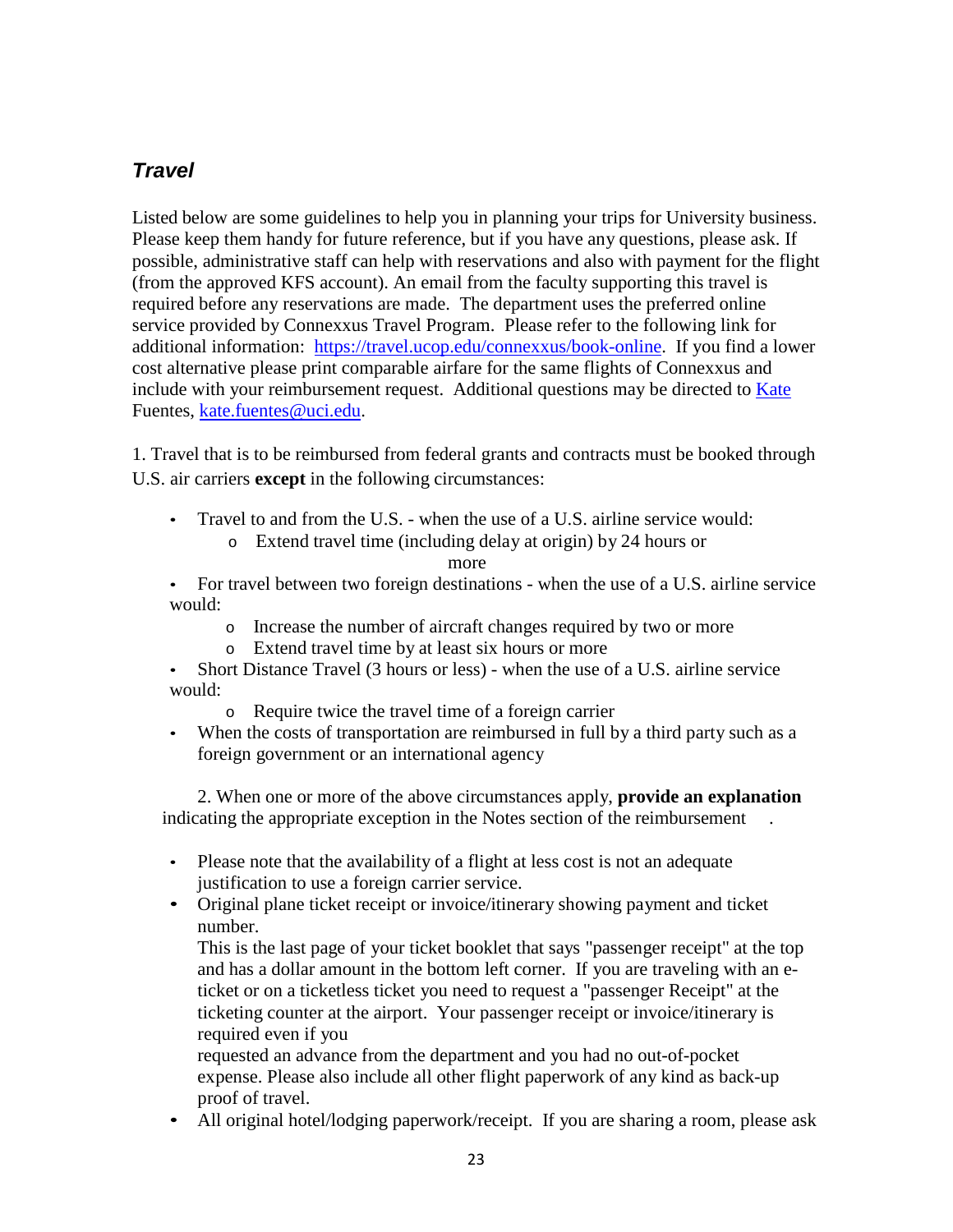## *Travel*

Listed below are some guidelines to help you in planning your trips for University business. Please keep them handy for future reference, but if you have any questions, please ask. If possible, administrative staff can help with reservations and also with payment for the flight (from the approved KFS account). An email from the faculty supporting this travel is required before any reservations are made. The department uses the preferred online service provided by Connexxus Travel Program. Please refer to the following link for additional information: [https://travel.ucop.edu/connexxus/book-online](https://travel.ucop.edu/connexxus/book-online). If you find a lower cost alternative please print comparable airfare for the same flights of Connexxus and include with your reimbursement request. Additional questions may be directed to Kate Fuentes, [kate.fuentes@uci.edu](mailto:kate.fuentes@uci.edu).

1. Travel that is to be reimbursed from federal grants and contracts must be booked through U.S. air carriers **except** in the following circumstances:

- Travel to and from the U.S. - when the use of a U.S. airline service would:
  - Extend travel time (including delay at origin) by 24 hours or more
- For travel between two foreign destinations - when the use of a U.S. airline service would:
  - Increase the number of aircraft changes required by two or more
  - Extend travel time by at least six hours or more
- Short Distance Travel (3 hours or less) - when the use of a U.S. airline service would:
  - Require twice the travel time of a foreign carrier
- When the costs of transportation are reimbursed in full by a third party such as a foreign government or an international agency

2. When one or more of the above circumstances apply, **provide an explanation** indicating the appropriate exception in the Notes section of the reimbursement .

- Please note that the availability of a flight at less cost is not an adequate justification to use a foreign carrier service.
- Original plane ticket receipt or invoice/itinerary showing payment and ticket number.
  This is the last page of your ticket booklet that says "passenger receipt" at the top and has a dollar amount in the bottom left corner. If you are traveling with an e-ticket or on a ticketless ticket you need to request a "passenger Receipt" at the ticketing counter at the airport. Your passenger receipt or invoice/itinerary is required even if you requested an advance from the department and you had no out-of-pocket expense. Please also include all other flight paperwork of any kind as back-up proof of travel.
- All original hotel/lodging paperwork/receipt. If you are sharing a room, please ask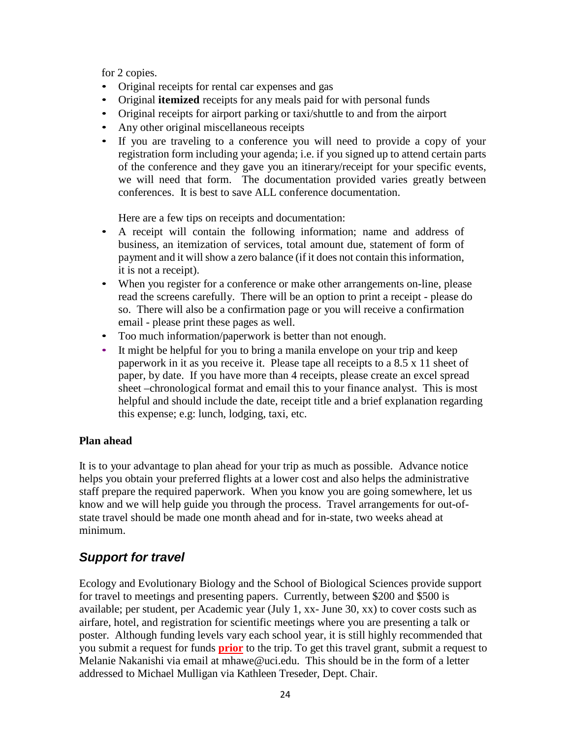for 2 copies.

- Original receipts for rental car expenses and gas
- Original **itemized** receipts for any meals paid for with personal funds
- Original receipts for airport parking or taxi/shuttle to and from the airport
- Any other original miscellaneous receipts
- If you are traveling to a conference you will need to provide a copy of your registration form including your agenda; i.e. if you signed up to attend certain parts of the conference and they gave you an itinerary/receipt for your specific events, we will need that form. The documentation provided varies greatly between conferences. It is best to save ALL conference documentation.

Here are a few tips on receipts and documentation:

- A receipt will contain the following information; name and address of business, an itemization of services, total amount due, statement of form of payment and it will show a zero balance (if it does not contain this information, it is not a receipt).
- When you register for a conference or make other arrangements on-line, please read the screens carefully. There will be an option to print a receipt - please do so. There will also be a confirmation page or you will receive a confirmation email - please print these pages as well.
- Too much information/paperwork is better than not enough.
- It might be helpful for you to bring a manila envelope on your trip and keep paperwork in it as you receive it. Please tape all receipts to a 8.5 x 11 sheet of paper, by date. If you have more than 4 receipts, please create an excel spread sheet –chronological format and email this to your finance analyst. This is most helpful and should include the date, receipt title and a brief explanation regarding this expense; e.g: lunch, lodging, taxi, etc.

**Plan ahead**

It is to your advantage to plan ahead for your trip as much as possible. Advance notice helps you obtain your preferred flights at a lower cost and also helps the administrative staff prepare the required paperwork. When you know you are going somewhere, let us know and we will help guide you through the process. Travel arrangements for out-of-state travel should be made one month ahead and for in-state, two weeks ahead at minimum.

## ***Support for travel***

Ecology and Evolutionary Biology and the School of Biological Sciences provide support for travel to meetings and presenting papers. Currently, between $200 and $500 is available; per student, per Academic year (July 1, xx- June 30, xx) to cover costs such as airfare, hotel, and registration for scientific meetings where you are presenting a talk or poster. Although funding levels vary each school year, it is still highly recommended that you submit a request for funds **prior** to the trip. To get this travel grant, submit a request to Melanie Nakanishi via email at mhawe@uci.edu. This should be in the form of a letter addressed to Michael Mulligan via Kathleen Treseder, Dept. Chair.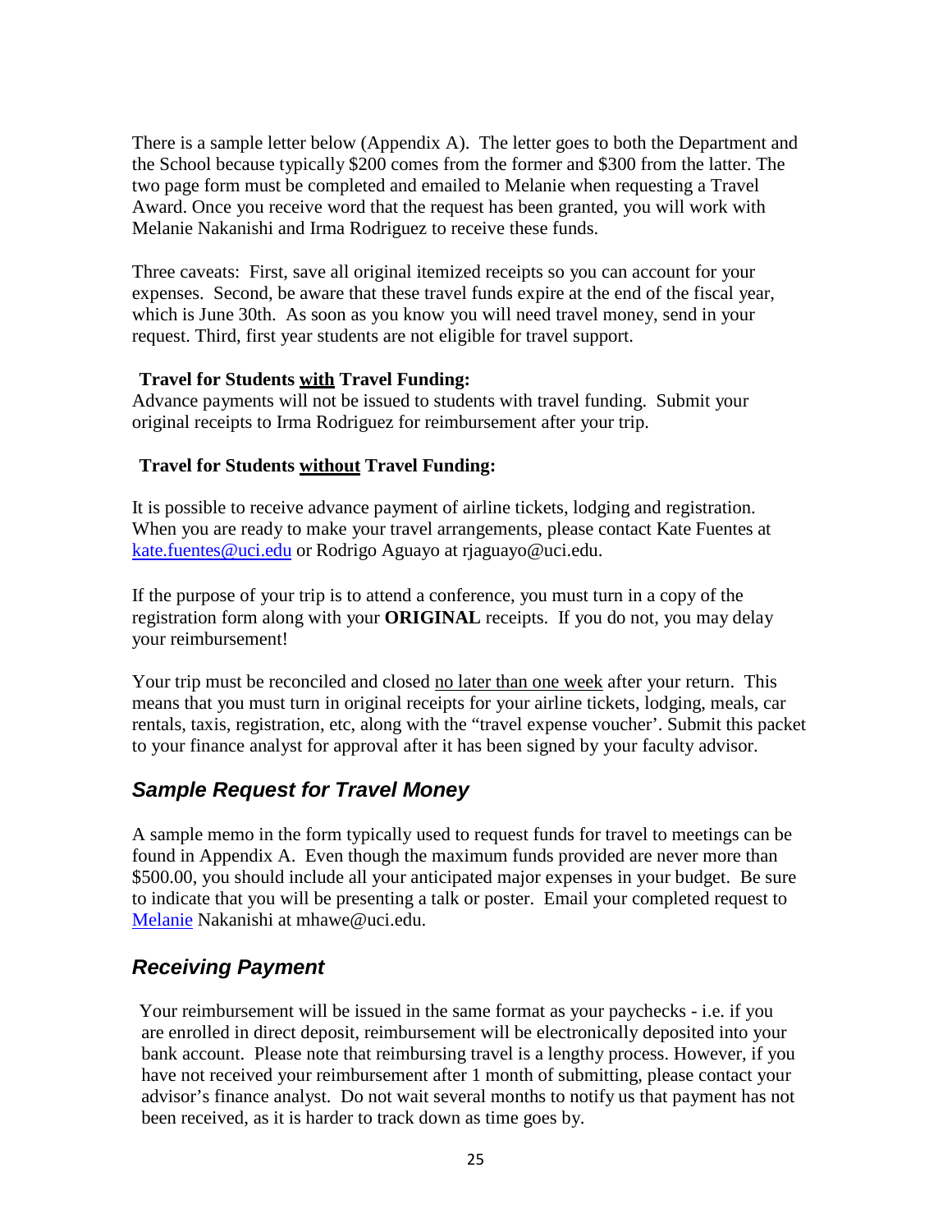There is a sample letter below (Appendix A). The letter goes to both the Department and the School because typically \$200 comes from the former and \$300 from the latter. The two page form must be completed and emailed to Melanie when requesting a Travel Award. Once you receive word that the request has been granted, you will work with Melanie Nakanishi and Irma Rodriguez to receive these funds.

Three caveats: First, save all original itemized receipts so you can account for your expenses. Second, be aware that these travel funds expire at the end of the fiscal year, which is June 30th. As soon as you know you will need travel money, send in your request. Third, first year students are not eligible for travel support.

**Travel for Students <u>with</u> Travel Funding:**

Advance payments will not be issued to students with travel funding. Submit your original receipts to Irma Rodriguez for reimbursement after your trip.

**Travel for Students <u>without</u> Travel Funding:**

It is possible to receive advance payment of airline tickets, lodging and registration. When you are ready to make your travel arrangements, please contact Kate Fuentes at kate.fuentes@uci.edu or Rodrigo Aguayo at rjaguayo@uci.edu.

If the purpose of your trip is to attend a conference, you must turn in a copy of the registration form along with your **ORIGINAL** receipts. If you do not, you may delay your reimbursement!

Your trip must be reconciled and closed <u>no later than one week</u> after your return. This means that you must turn in original receipts for your airline tickets, lodging, meals, car rentals, taxis, registration, etc, along with the "travel expense voucher'. Submit this packet to your finance analyst for approval after it has been signed by your faculty advisor.

## *Sample Request for Travel Money*

A sample memo in the form typically used to request funds for travel to meetings can be found in Appendix A. Even though the maximum funds provided are never more than \$500.00, you should include all your anticipated major expenses in your budget. Be sure to indicate that you will be presenting a talk or poster. Email your completed request to Melanie Nakanishi at mhawe@uci.edu.

## *Receiving Payment*

Your reimbursement will be issued in the same format as your paychecks - i.e. if you are enrolled in direct deposit, reimbursement will be electronically deposited into your bank account. Please note that reimbursing travel is a lengthy process. However, if you have not received your reimbursement after 1 month of submitting, please contact your advisor's finance analyst. Do not wait several months to notify us that payment has not been received, as it is harder to track down as time goes by.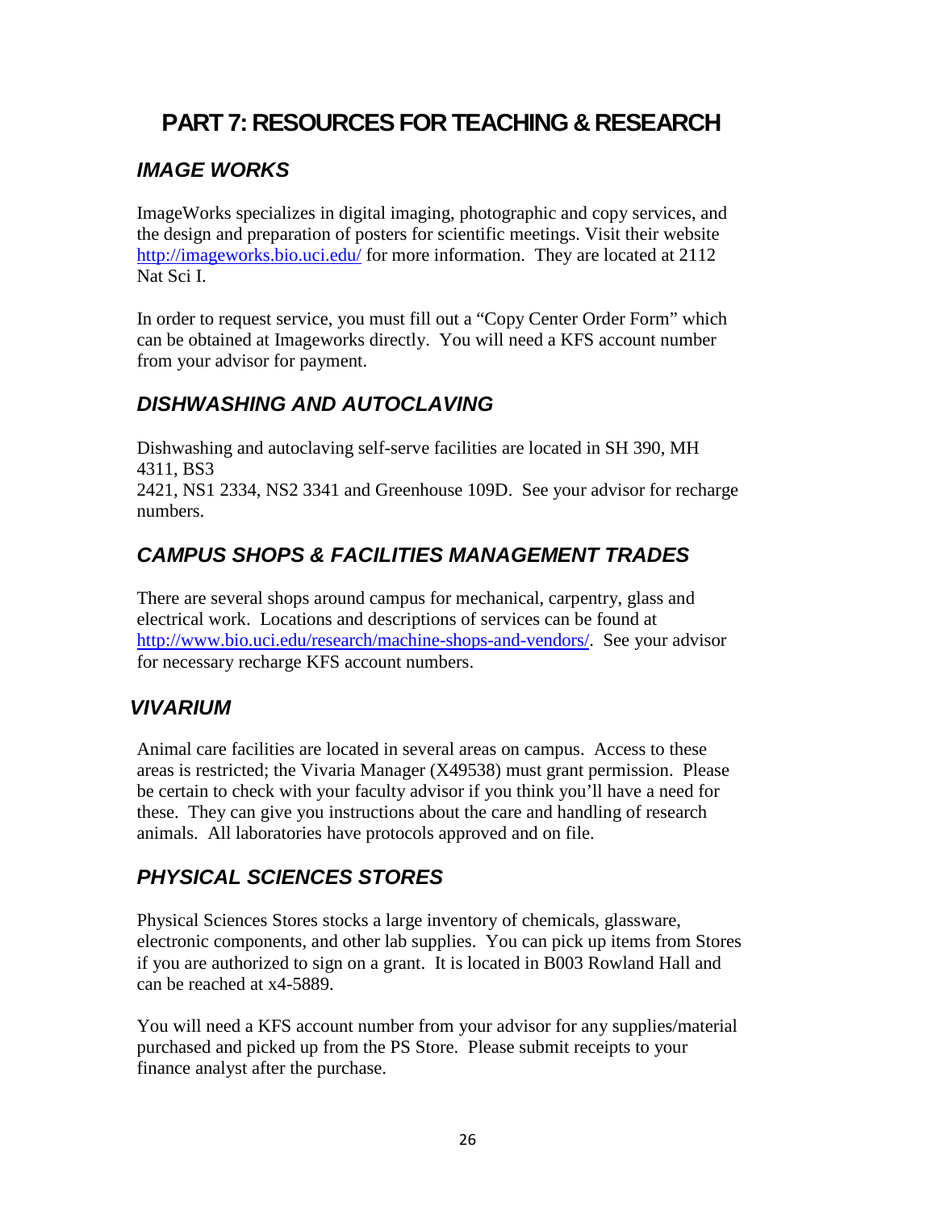# PART 7: RESOURCES FOR TEACHING & RESEARCH

## *IMAGE WORKS*

ImageWorks specializes in digital imaging, photographic and copy services, and the design and preparation of posters for scientific meetings. Visit their website http://imageworks.bio.uci.edu/ for more information. They are located at 2112 Nat Sci I.

In order to request service, you must fill out a "Copy Center Order Form" which can be obtained at Imageworks directly. You will need a KFS account number from your advisor for payment.

## *DISHWASHING AND AUTOCLAVING*

Dishwashing and autoclaving self-serve facilities are located in SH 390, MH 4311, BS3
2421, NS1 2334, NS2 3341 and Greenhouse 109D. See your advisor for recharge numbers.

## *CAMPUS SHOPS & FACILITIES MANAGEMENT TRADES*

There are several shops around campus for mechanical, carpentry, glass and electrical work. Locations and descriptions of services can be found at http://www.bio.uci.edu/research/machine-shops-and-vendors/. See your advisor for necessary recharge KFS account numbers.

## *VIVARIUM*

Animal care facilities are located in several areas on campus. Access to these areas is restricted; the Vivaria Manager (X49538) must grant permission. Please be certain to check with your faculty advisor if you think you'll have a need for these. They can give you instructions about the care and handling of research animals. All laboratories have protocols approved and on file.

## *PHYSICAL SCIENCES STORES*

Physical Sciences Stores stocks a large inventory of chemicals, glassware, electronic components, and other lab supplies. You can pick up items from Stores if you are authorized to sign on a grant. It is located in B003 Rowland Hall and can be reached at x4-5889.

You will need a KFS account number from your advisor for any supplies/material purchased and picked up from the PS Store. Please submit receipts to your finance analyst after the purchase.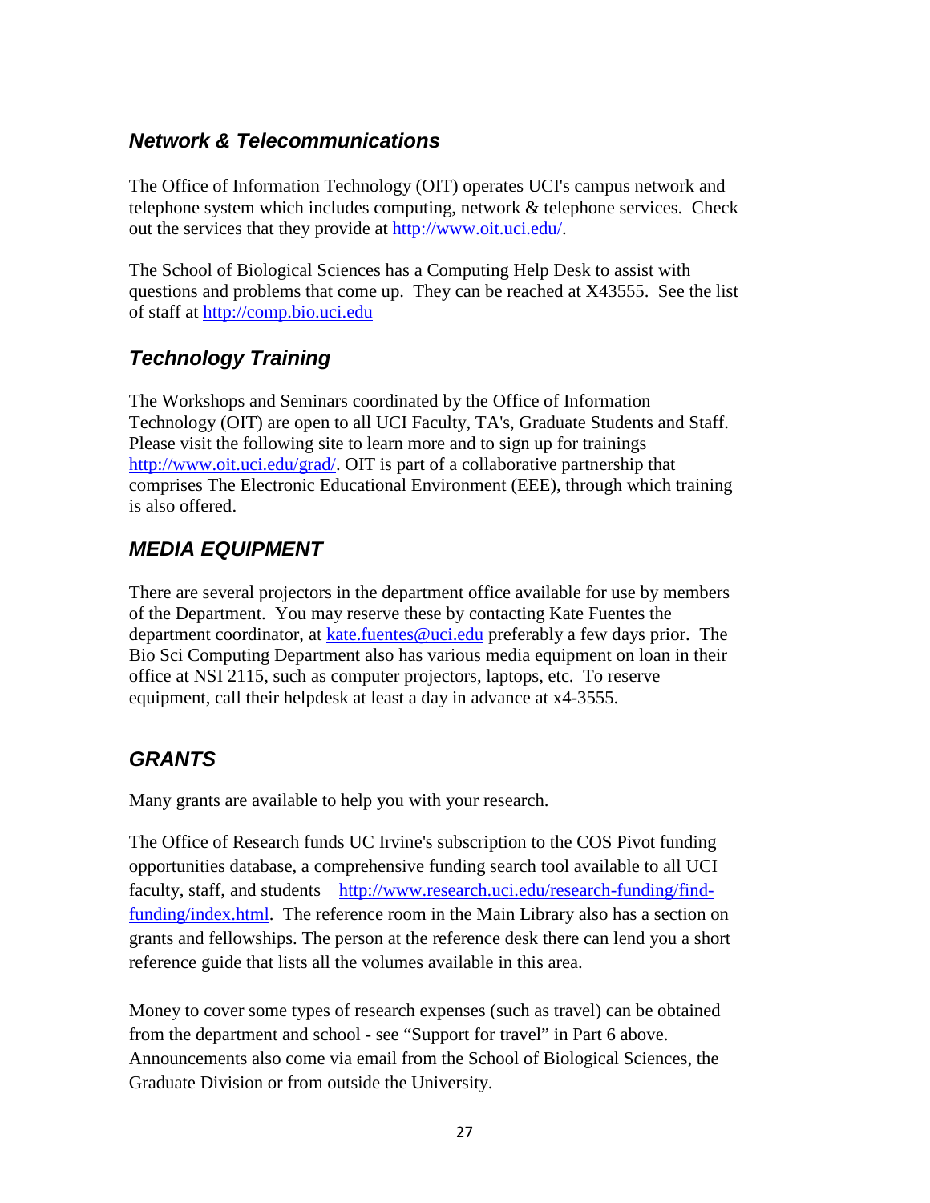## *Network & Telecommunications*

The Office of Information Technology (OIT) operates UCI's campus network and telephone system which includes computing, network & telephone services. Check out the services that they provide at http://www.oit.uci.edu/.

The School of Biological Sciences has a Computing Help Desk to assist with questions and problems that come up. They can be reached at X43555. See the list of staff at http://comp.bio.uci.edu

## *Technology Training*

The Workshops and Seminars coordinated by the Office of Information Technology (OIT) are open to all UCI Faculty, TA's, Graduate Students and Staff. Please visit the following site to learn more and to sign up for trainings http://www.oit.uci.edu/grad/. OIT is part of a collaborative partnership that comprises The Electronic Educational Environment (EEE), through which training is also offered.

## *MEDIA EQUIPMENT*

There are several projectors in the department office available for use by members of the Department. You may reserve these by contacting Kate Fuentes the department coordinator, at kate.fuentes@uci.edu preferably a few days prior. The Bio Sci Computing Department also has various media equipment on loan in their office at NSI 2115, such as computer projectors, laptops, etc. To reserve equipment, call their helpdesk at least a day in advance at x4-3555.

## *GRANTS*

Many grants are available to help you with your research.

The Office of Research funds UC Irvine's subscription to the COS Pivot funding opportunities database, a comprehensive funding search tool available to all UCI faculty, staff, and students http://www.research.uci.edu/research-funding/find-funding/index.html. The reference room in the Main Library also has a section on grants and fellowships. The person at the reference desk there can lend you a short reference guide that lists all the volumes available in this area.

Money to cover some types of research expenses (such as travel) can be obtained from the department and school - see "Support for travel" in Part 6 above. Announcements also come via email from the School of Biological Sciences, the Graduate Division or from outside the University.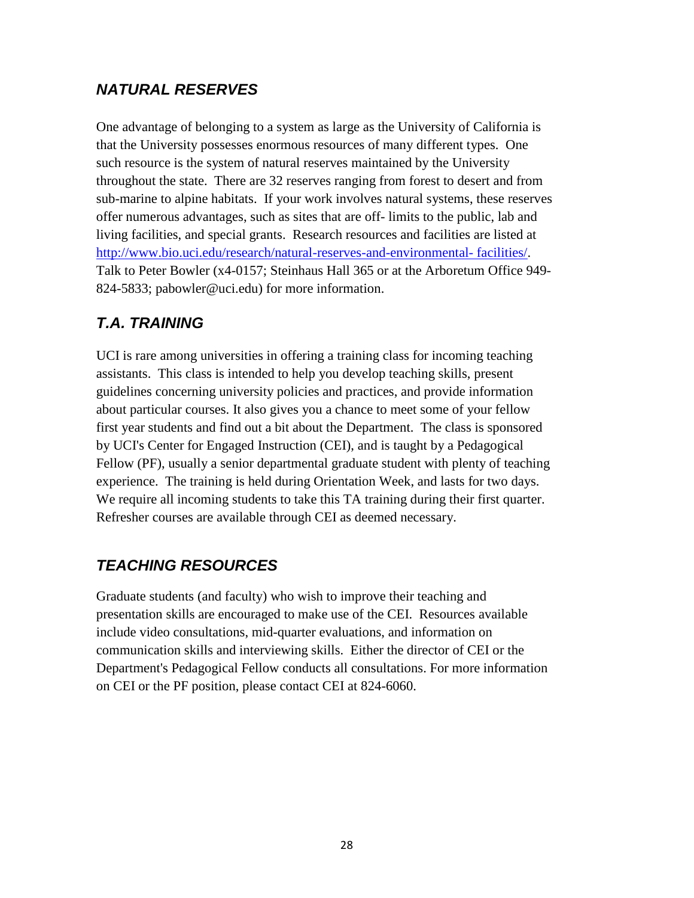## *NATURAL RESERVES*

One advantage of belonging to a system as large as the University of California is that the University possesses enormous resources of many different types. One such resource is the system of natural reserves maintained by the University throughout the state. There are 32 reserves ranging from forest to desert and from sub-marine to alpine habitats. If your work involves natural systems, these reserves offer numerous advantages, such as sites that are off- limits to the public, lab and living facilities, and special grants. Research resources and facilities are listed at [http://www.bio.uci.edu/research/natural-reserves-and-environmental- facilities/](http://www.bio.uci.edu/research/natural-reserves-and-environmental-facilities/). Talk to Peter Bowler (x4-0157; Steinhaus Hall 365 or at the Arboretum Office 949-824-5833; pabowler@uci.edu) for more information.

## *T.A. TRAINING*

UCI is rare among universities in offering a training class for incoming teaching assistants. This class is intended to help you develop teaching skills, present guidelines concerning university policies and practices, and provide information about particular courses. It also gives you a chance to meet some of your fellow first year students and find out a bit about the Department. The class is sponsored by UCI's Center for Engaged Instruction (CEI), and is taught by a Pedagogical Fellow (PF), usually a senior departmental graduate student with plenty of teaching experience. The training is held during Orientation Week, and lasts for two days. We require all incoming students to take this TA training during their first quarter. Refresher courses are available through CEI as deemed necessary.

## *TEACHING RESOURCES*

Graduate students (and faculty) who wish to improve their teaching and presentation skills are encouraged to make use of the CEI. Resources available include video consultations, mid-quarter evaluations, and information on communication skills and interviewing skills. Either the director of CEI or the Department's Pedagogical Fellow conducts all consultations. For more information on CEI or the PF position, please contact CEI at 824-6060.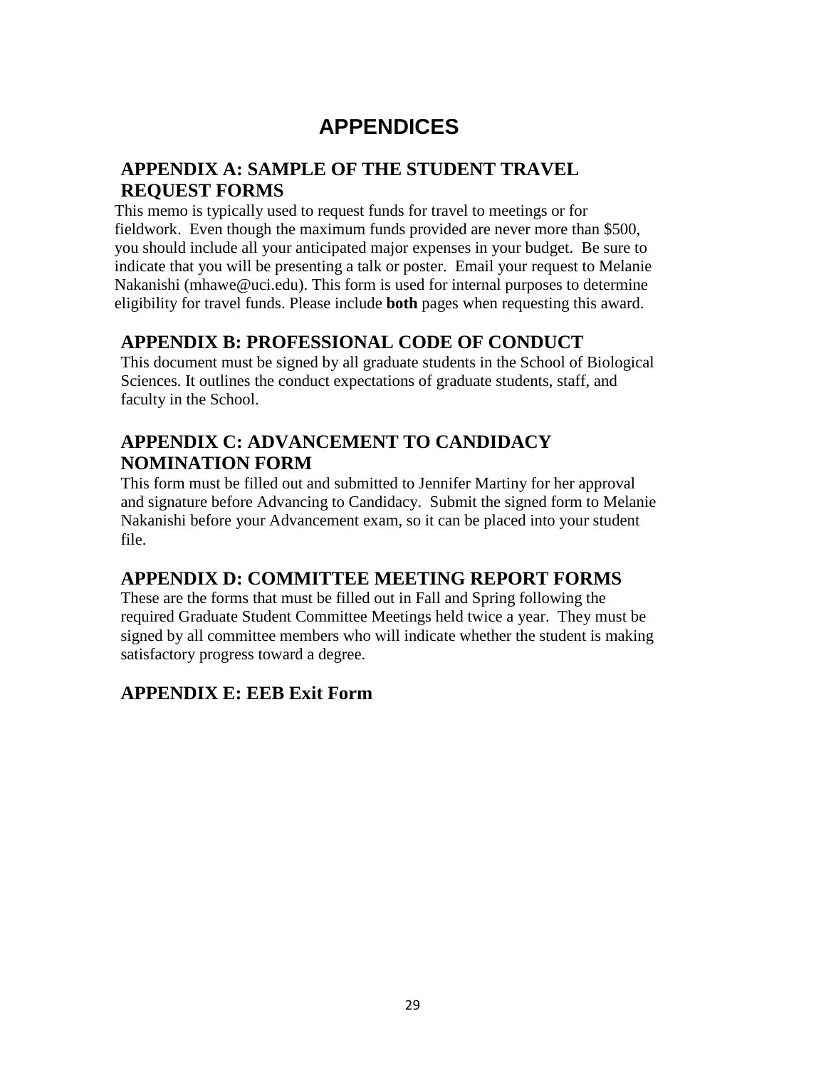# APPENDICES

## APPENDIX A: SAMPLE OF THE STUDENT TRAVEL REQUEST FORMS

This memo is typically used to request funds for travel to meetings or for fieldwork. Even though the maximum funds provided are never more than $500, you should include all your anticipated major expenses in your budget. Be sure to indicate that you will be presenting a talk or poster. Email your request to Melanie Nakanishi (mhawe@uci.edu). This form is used for internal purposes to determine eligibility for travel funds. Please include **both** pages when requesting this award.

## APPENDIX B: PROFESSIONAL CODE OF CONDUCT

This document must be signed by all graduate students in the School of Biological Sciences. It outlines the conduct expectations of graduate students, staff, and faculty in the School.

## APPENDIX C: ADVANCEMENT TO CANDIDACY NOMINATION FORM

This form must be filled out and submitted to Jennifer Martiny for her approval and signature before Advancing to Candidacy. Submit the signed form to Melanie Nakanishi before your Advancement exam, so it can be placed into your student file.

## APPENDIX D: COMMITTEE MEETING REPORT FORMS

These are the forms that must be filled out in Fall and Spring following the required Graduate Student Committee Meetings held twice a year. They must be signed by all committee members who will indicate whether the student is making satisfactory progress toward a degree.

## APPENDIX E: EEB Exit Form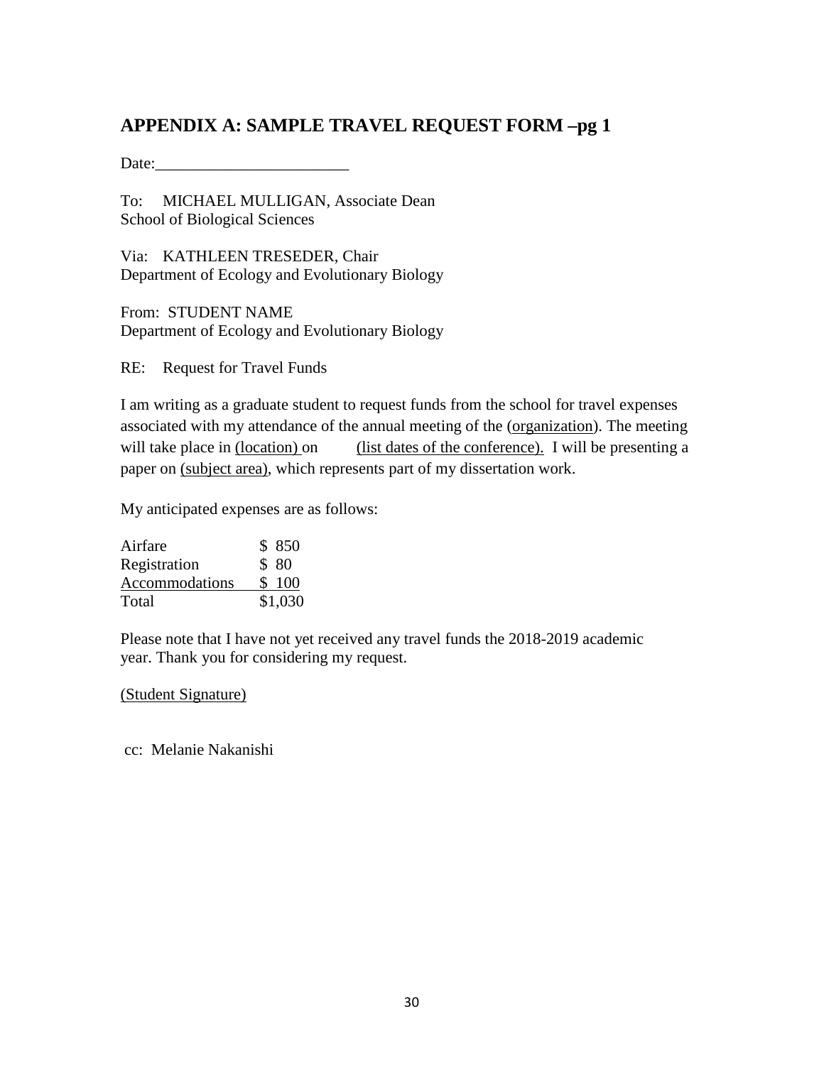## APPENDIX A: SAMPLE TRAVEL REQUEST FORM –pg 1

Date:________________________

To: MICHAEL MULLIGAN, Associate Dean
School of Biological Sciences

Via: KATHLEEN TRESEDER, Chair
Department of Ecology and Evolutionary Biology

From: STUDENT NAME
Department of Ecology and Evolutionary Biology

RE: Request for Travel Funds

I am writing as a graduate student to request funds from the school for travel expenses associated with my attendance of the annual meeting of the (organization). The meeting will take place in (location) on (list dates of the conference). I will be presenting a paper on (subject area), which represents part of my dissertation work.

My anticipated expenses are as follows:

| | |
|---|---|
| Airfare | $ 850 |
| Registration | $ 80 |
| Accommodations | $ 100 |
| Total | $1,030 |

Please note that I have not yet received any travel funds the 2018-2019 academic year. Thank you for considering my request.

(Student Signature)

cc: Melanie Nakanishi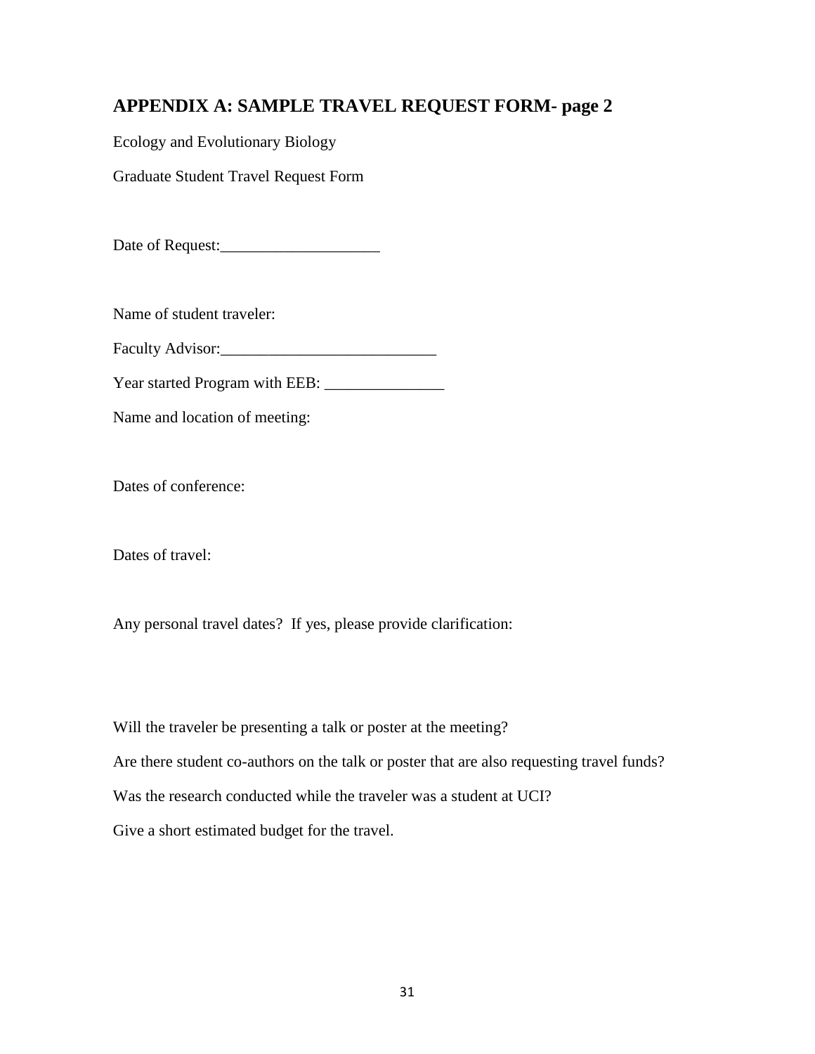## APPENDIX A: SAMPLE TRAVEL REQUEST FORM- page 2

Ecology and Evolutionary Biology

Graduate Student Travel Request Form

Date of Request:____________________

Name of student traveler:

Faculty Advisor:___________________________

Year started Program with EEB: _______________

Name and location of meeting:

Dates of conference:

Dates of travel:

Any personal travel dates? If yes, please provide clarification:

Will the traveler be presenting a talk or poster at the meeting?

Are there student co-authors on the talk or poster that are also requesting travel funds?

Was the research conducted while the traveler was a student at UCI?

Give a short estimated budget for the travel.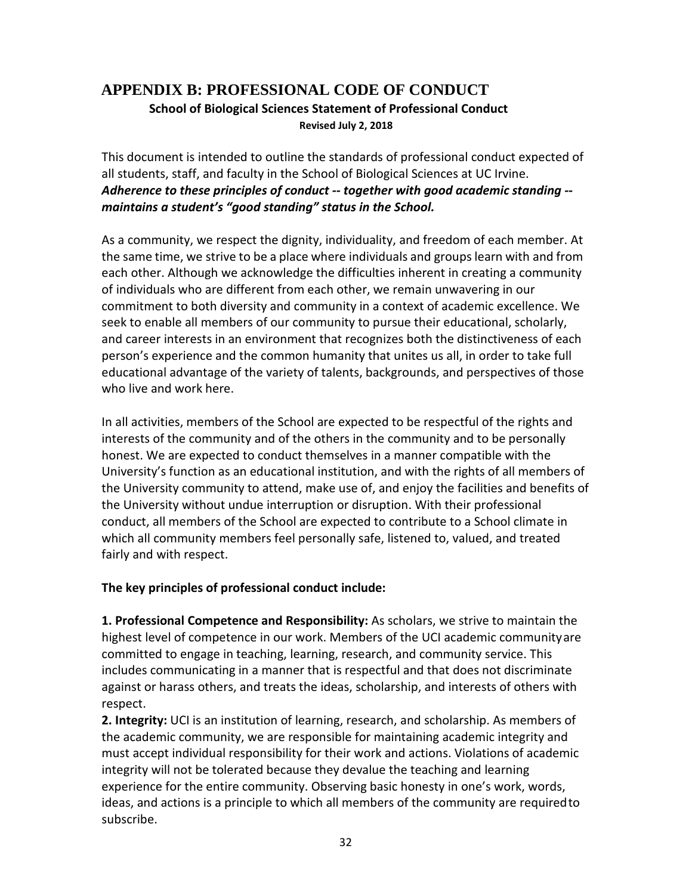# APPENDIX B: PROFESSIONAL CODE OF CONDUCT

### School of Biological Sciences Statement of Professional Conduct

**Revised July 2, 2018**

This document is intended to outline the standards of professional conduct expected of all students, staff, and faculty in the School of Biological Sciences at UC Irvine. ***Adherence to these principles of conduct -- together with good academic standing -- maintains a student's "good standing" status in the School.***

As a community, we respect the dignity, individuality, and freedom of each member. At the same time, we strive to be a place where individuals and groups learn with and from each other. Although we acknowledge the difficulties inherent in creating a community of individuals who are different from each other, we remain unwavering in our commitment to both diversity and community in a context of academic excellence. We seek to enable all members of our community to pursue their educational, scholarly, and career interests in an environment that recognizes both the distinctiveness of each person's experience and the common humanity that unites us all, in order to take full educational advantage of the variety of talents, backgrounds, and perspectives of those who live and work here.

In all activities, members of the School are expected to be respectful of the rights and interests of the community and of the others in the community and to be personally honest. We are expected to conduct themselves in a manner compatible with the University's function as an educational institution, and with the rights of all members of the University community to attend, make use of, and enjoy the facilities and benefits of the University without undue interruption or disruption. With their professional conduct, all members of the School are expected to contribute to a School climate in which all community members feel personally safe, listened to, valued, and treated fairly and with respect.

**The key principles of professional conduct include:**

**1. Professional Competence and Responsibility:** As scholars, we strive to maintain the highest level of competence in our work. Members of the UCI academic community are committed to engage in teaching, learning, research, and community service. This includes communicating in a manner that is respectful and that does not discriminate against or harass others, and treats the ideas, scholarship, and interests of others with respect.

**2. Integrity:** UCI is an institution of learning, research, and scholarship. As members of the academic community, we are responsible for maintaining academic integrity and must accept individual responsibility for their work and actions. Violations of academic integrity will not be tolerated because they devalue the teaching and learning experience for the entire community. Observing basic honesty in one's work, words, ideas, and actions is a principle to which all members of the community are required to subscribe.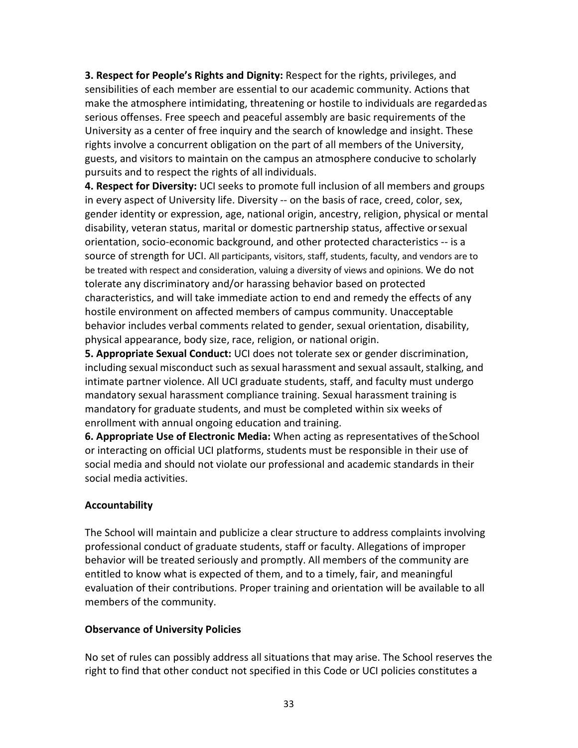**3. Respect for People's Rights and Dignity:** Respect for the rights, privileges, and sensibilities of each member are essential to our academic community. Actions that make the atmosphere intimidating, threatening or hostile to individuals are regarded as serious offenses. Free speech and peaceful assembly are basic requirements of the University as a center of free inquiry and the search of knowledge and insight. These rights involve a concurrent obligation on the part of all members of the University, guests, and visitors to maintain on the campus an atmosphere conducive to scholarly pursuits and to respect the rights of all individuals.

**4. Respect for Diversity:** UCI seeks to promote full inclusion of all members and groups in every aspect of University life. Diversity -- on the basis of race, creed, color, sex, gender identity or expression, age, national origin, ancestry, religion, physical or mental disability, veteran status, marital or domestic partnership status, affective or sexual orientation, socio-economic background, and other protected characteristics -- is a source of strength for UCI. All participants, visitors, staff, students, faculty, and vendors are to be treated with respect and consideration, valuing a diversity of views and opinions. We do not tolerate any discriminatory and/or harassing behavior based on protected characteristics, and will take immediate action to end and remedy the effects of any hostile environment on affected members of campus community. Unacceptable behavior includes verbal comments related to gender, sexual orientation, disability, physical appearance, body size, race, religion, or national origin.

**5. Appropriate Sexual Conduct:** UCI does not tolerate sex or gender discrimination, including sexual misconduct such as sexual harassment and sexual assault, stalking, and intimate partner violence. All UCI graduate students, staff, and faculty must undergo mandatory sexual harassment compliance training. Sexual harassment training is mandatory for graduate students, and must be completed within six weeks of enrollment with annual ongoing education and training.

**6. Appropriate Use of Electronic Media:** When acting as representatives of the School or interacting on official UCI platforms, students must be responsible in their use of social media and should not violate our professional and academic standards in their social media activities.

### Accountability

The School will maintain and publicize a clear structure to address complaints involving professional conduct of graduate students, staff or faculty. Allegations of improper behavior will be treated seriously and promptly. All members of the community are entitled to know what is expected of them, and to a timely, fair, and meaningful evaluation of their contributions. Proper training and orientation will be available to all members of the community.

### Observance of University Policies

No set of rules can possibly address all situations that may arise. The School reserves the right to find that other conduct not specified in this Code or UCI policies constitutes a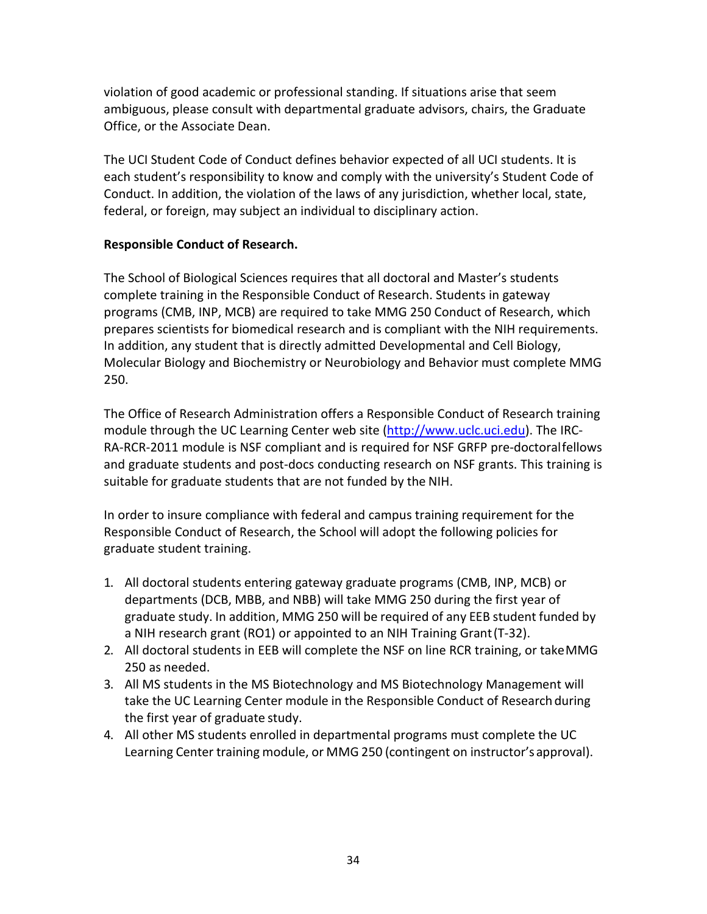violation of good academic or professional standing. If situations arise that seem ambiguous, please consult with departmental graduate advisors, chairs, the Graduate Office, or the Associate Dean.

The UCI Student Code of Conduct defines behavior expected of all UCI students. It is each student's responsibility to know and comply with the university's Student Code of Conduct. In addition, the violation of the laws of any jurisdiction, whether local, state, federal, or foreign, may subject an individual to disciplinary action.

**Responsible Conduct of Research.**

The School of Biological Sciences requires that all doctoral and Master's students complete training in the Responsible Conduct of Research. Students in gateway programs (CMB, INP, MCB) are required to take MMG 250 Conduct of Research, which prepares scientists for biomedical research and is compliant with the NIH requirements. In addition, any student that is directly admitted Developmental and Cell Biology, Molecular Biology and Biochemistry or Neurobiology and Behavior must complete MMG 250.

The Office of Research Administration offers a Responsible Conduct of Research training module through the UC Learning Center web site (http://www.uclc.uci.edu). The IRC-RA-RCR-2011 module is NSF compliant and is required for NSF GRFP pre-doctoral fellows and graduate students and post-docs conducting research on NSF grants. This training is suitable for graduate students that are not funded by the NIH.

In order to insure compliance with federal and campus training requirement for the Responsible Conduct of Research, the School will adopt the following policies for graduate student training.

1. All doctoral students entering gateway graduate programs (CMB, INP, MCB) or departments (DCB, MBB, and NBB) will take MMG 250 during the first year of graduate study. In addition, MMG 250 will be required of any EEB student funded by a NIH research grant (RO1) or appointed to an NIH Training Grant (T-32).
2. All doctoral students in EEB will complete the NSF on line RCR training, or take MMG 250 as needed.
3. All MS students in the MS Biotechnology and MS Biotechnology Management will take the UC Learning Center module in the Responsible Conduct of Research during the first year of graduate study.
4. All other MS students enrolled in departmental programs must complete the UC Learning Center training module, or MMG 250 (contingent on instructor's approval).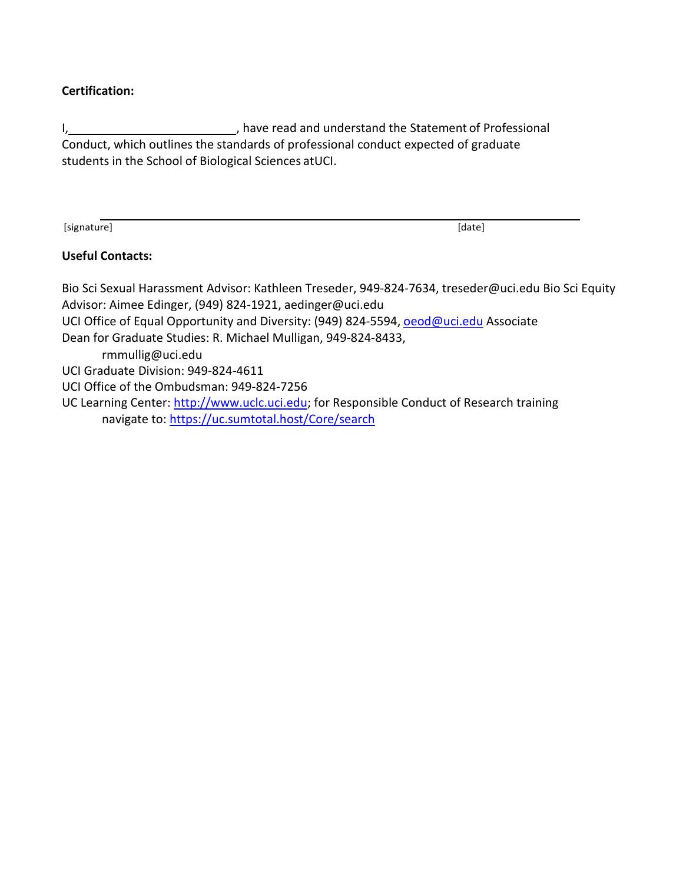**Certification:**

I,\_\_\_\_\_\_\_\_\_\_\_\_\_\_\_\_\_\_\_\_\_\_\_\_\_\_, have read and understand the Statement of Professional Conduct, which outlines the standards of professional conduct expected of graduate students in the School of Biological Sciences atUCI.

\_\_\_\_\_\_\_\_\_\_\_\_\_\_\_\_\_\_\_\_\_\_\_\_\_\_\_\_\_\_\_\_\_\_\_\_\_\_\_\_\_\_\_\_\_\_\_\_\_\_\_\_\_\_\_\_\_\_\_\_\_\_\_\_\_\_\_\_\_\_\_\_

[signature] [date]

**Useful Contacts:**

Bio Sci Sexual Harassment Advisor: Kathleen Treseder, 949-824-7634, treseder@uci.edu

Bio Sci Equity Advisor: Aimee Edinger, (949) 824-1921, aedinger@uci.edu

UCI Office of Equal Opportunity and Diversity: (949) 824-5594, oeod@uci.edu

Associate Dean for Graduate Studies: R. Michael Mulligan, 949-824-8433, rmmullig@uci.edu

UCI Graduate Division: 949-824-4611

UCI Office of the Ombudsman: 949-824-7256

UC Learning Center: http://www.uclc.uci.edu; for Responsible Conduct of Research training navigate to: https://uc.sumtotal.host/Core/search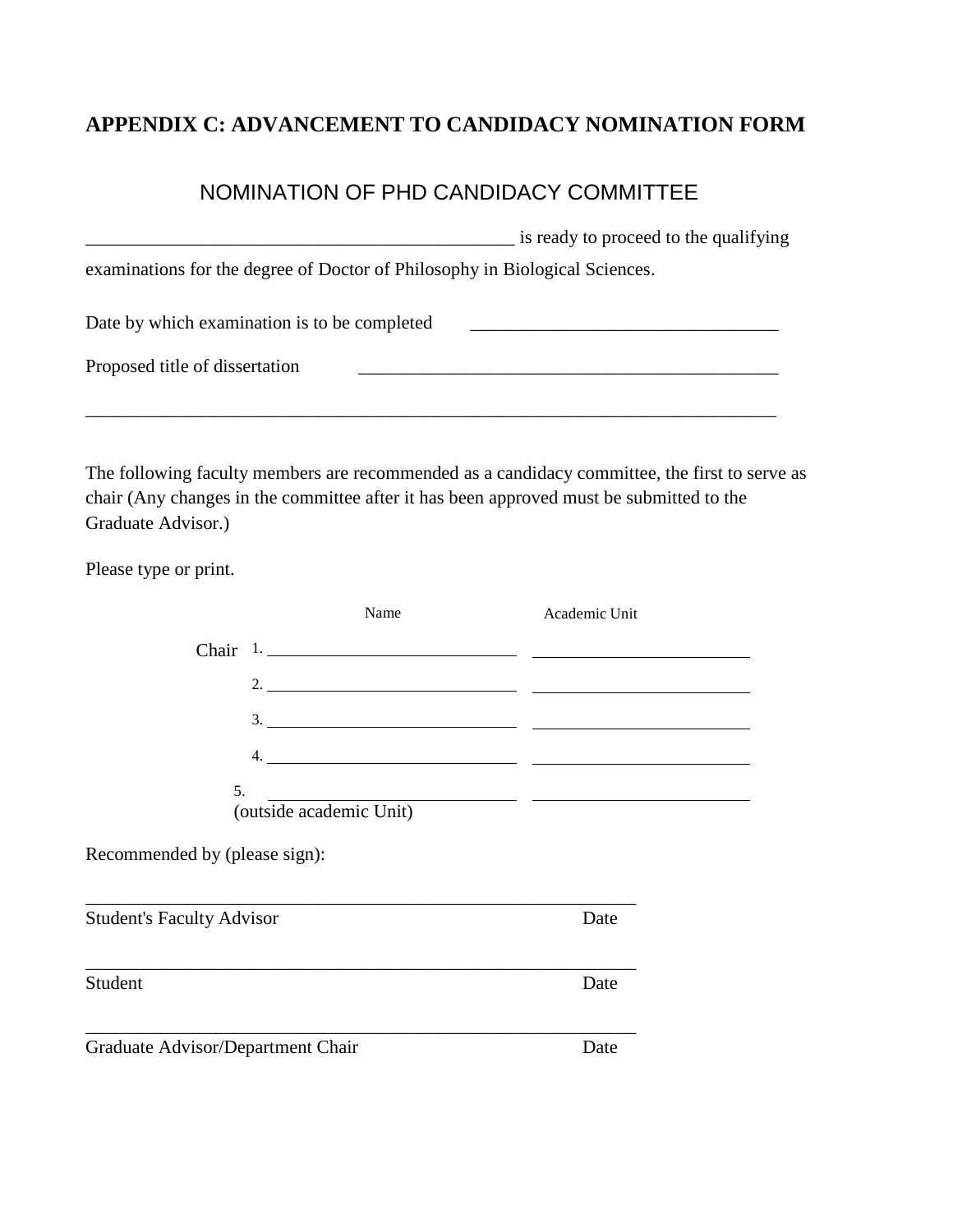## APPENDIX C: ADVANCEMENT TO CANDIDACY NOMINATION FORM

### NOMINATION OF PHD CANDIDACY COMMITTEE

_______________________________________________ is ready to proceed to the qualifying examinations for the degree of Doctor of Philosophy in Biological Sciences.

Date by which examination is to be completed _________________________________

Proposed title of dissertation ______________________________________________

____________________________________________________________________________

The following faculty members are recommended as a candidacy committee, the first to serve as chair (Any changes in the committee after it has been approved must be submitted to the Graduate Advisor.)

Please type or print.

| | Name | Academic Unit |
|---|---|---|
| Chair 1. | ___________________________ | ________________________ |
| 2. | ___________________________ | ________________________ |
| 3. | ___________________________ | ________________________ |
| 4. | ___________________________ | ________________________ |
| 5. (outside academic Unit) | ___________________________ | ________________________ |

Recommended by (please sign):

____________________________________________________________
Student's Faculty Advisor                                                                 Date

____________________________________________________________
Student                                                                                              Date

____________________________________________________________
Graduate Advisor/Department Chair                                               Date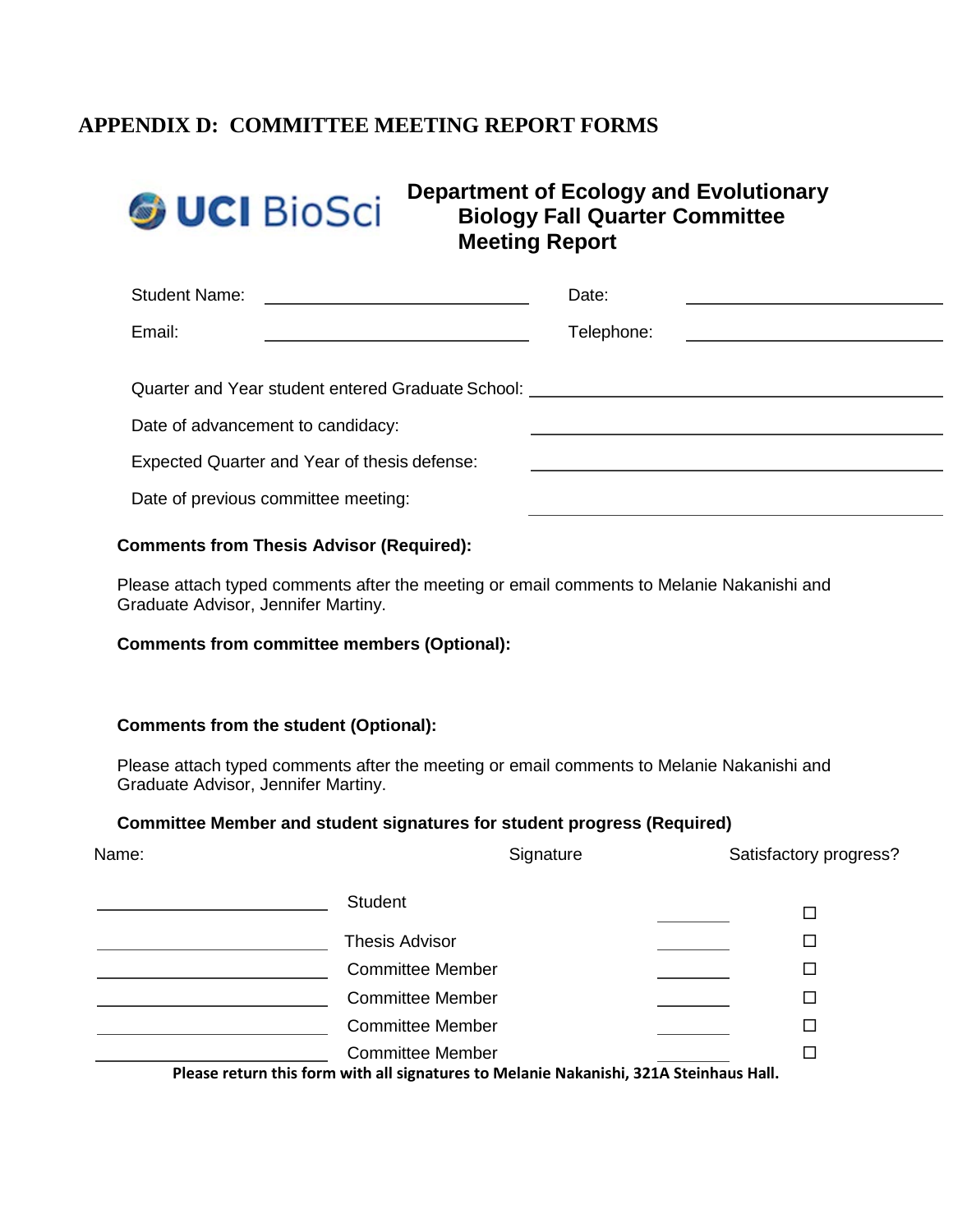## APPENDIX D: COMMITTEE MEETING REPORT FORMS

UCI BioSci

### Department of Ecology and Evolutionary Biology Fall Quarter Committee Meeting Report

Student Name: ______________________ Date: ______________________

Email: ______________________ Telephone: ______________________

Quarter and Year student entered Graduate School: ______________________

Date of advancement to candidacy: ______________________

Expected Quarter and Year of thesis defense: ______________________

Date of previous committee meeting: ______________________

**Comments from Thesis Advisor (Required):**

Please attach typed comments after the meeting or email comments to Melanie Nakanishi and Graduate Advisor, Jennifer Martiny.

**Comments from committee members (Optional):**

**Comments from the student (Optional):**

Please attach typed comments after the meeting or email comments to Melanie Nakanishi and Graduate Advisor, Jennifer Martiny.

**Committee Member and student signatures for student progress (Required)**

| Name: | | Signature | Satisfactory progress? |
|---|---|---|---|
| ______________________ | Student | ________ | ☐ |
| ______________________ | Thesis Advisor | ________ | ☐ |
| ______________________ | Committee Member | ________ | ☐ |
| ______________________ | Committee Member | ________ | ☐ |
| ______________________ | Committee Member | ________ | ☐ |
| ______________________ | Committee Member | ________ | ☐ |

**Please return this form with all signatures to Melanie Nakanishi, 321A Steinhaus Hall.**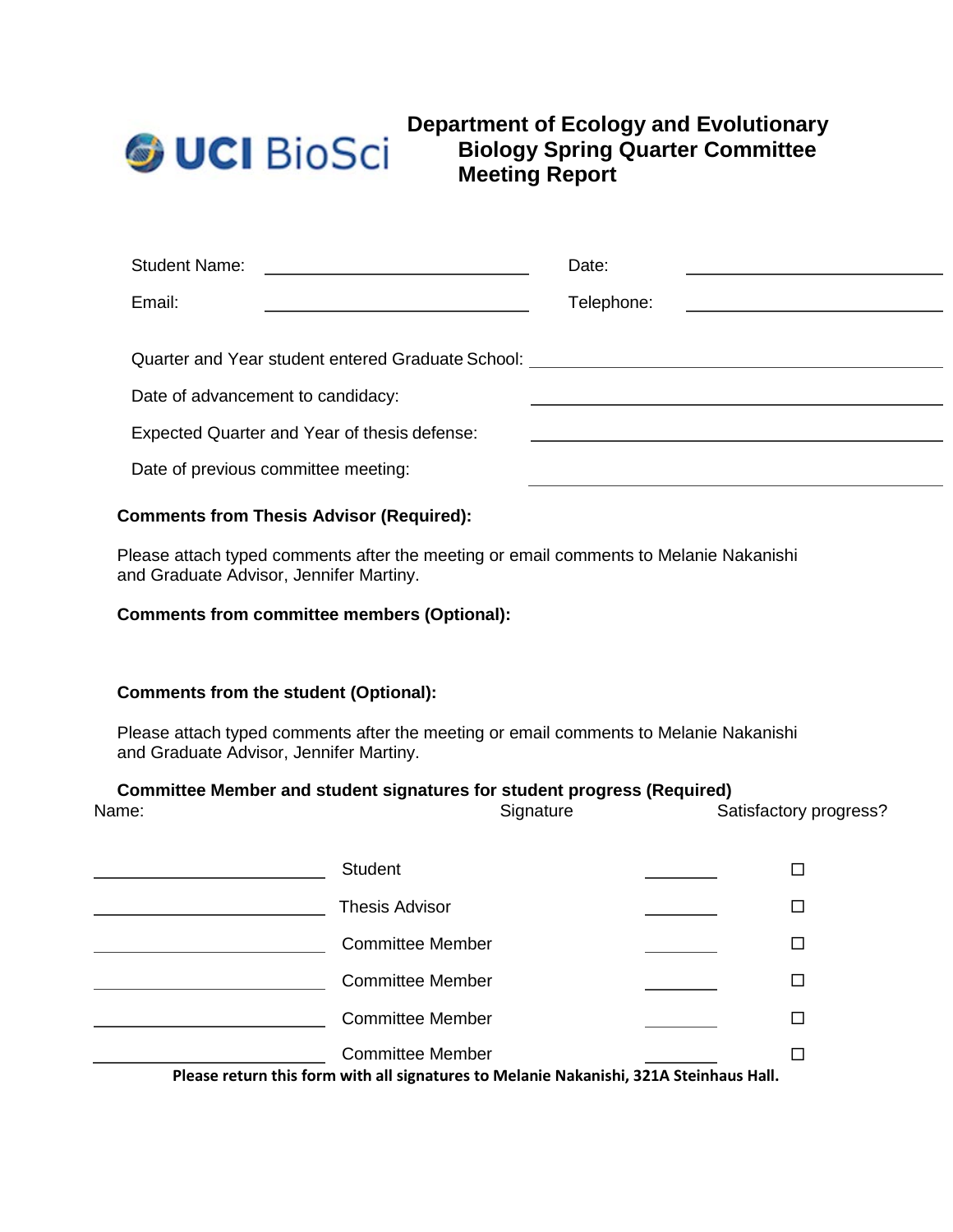UCI BioSci

# Department of Ecology and Evolutionary Biology Spring Quarter Committee Meeting Report

Student Name: ______________________ Date: ______________________

Email: ______________________ Telephone: ______________________

Quarter and Year student entered Graduate School: ______________________

Date of advancement to candidacy: ______________________

Expected Quarter and Year of thesis defense: ______________________

Date of previous committee meeting: ______________________

**Comments from Thesis Advisor (Required):**

Please attach typed comments after the meeting or email comments to Melanie Nakanishi and Graduate Advisor, Jennifer Martiny.

**Comments from committee members (Optional):**

**Comments from the student (Optional):**

Please attach typed comments after the meeting or email comments to Melanie Nakanishi and Graduate Advisor, Jennifer Martiny.

**Committee Member and student signatures for student progress (Required)**

| Name: | | Signature | Satisfactory progress? |
|---|---|---|---|
| ______________ | Student | ________ | ☐ |
| ______________ | Thesis Advisor | ________ | ☐ |
| ______________ | Committee Member | ________ | ☐ |
| ______________ | Committee Member | ________ | ☐ |
| ______________ | Committee Member | ________ | ☐ |
| ______________ | Committee Member | ________ | ☐ |

**Please return this form with all signatures to Melanie Nakanishi, 321A Steinhaus Hall.**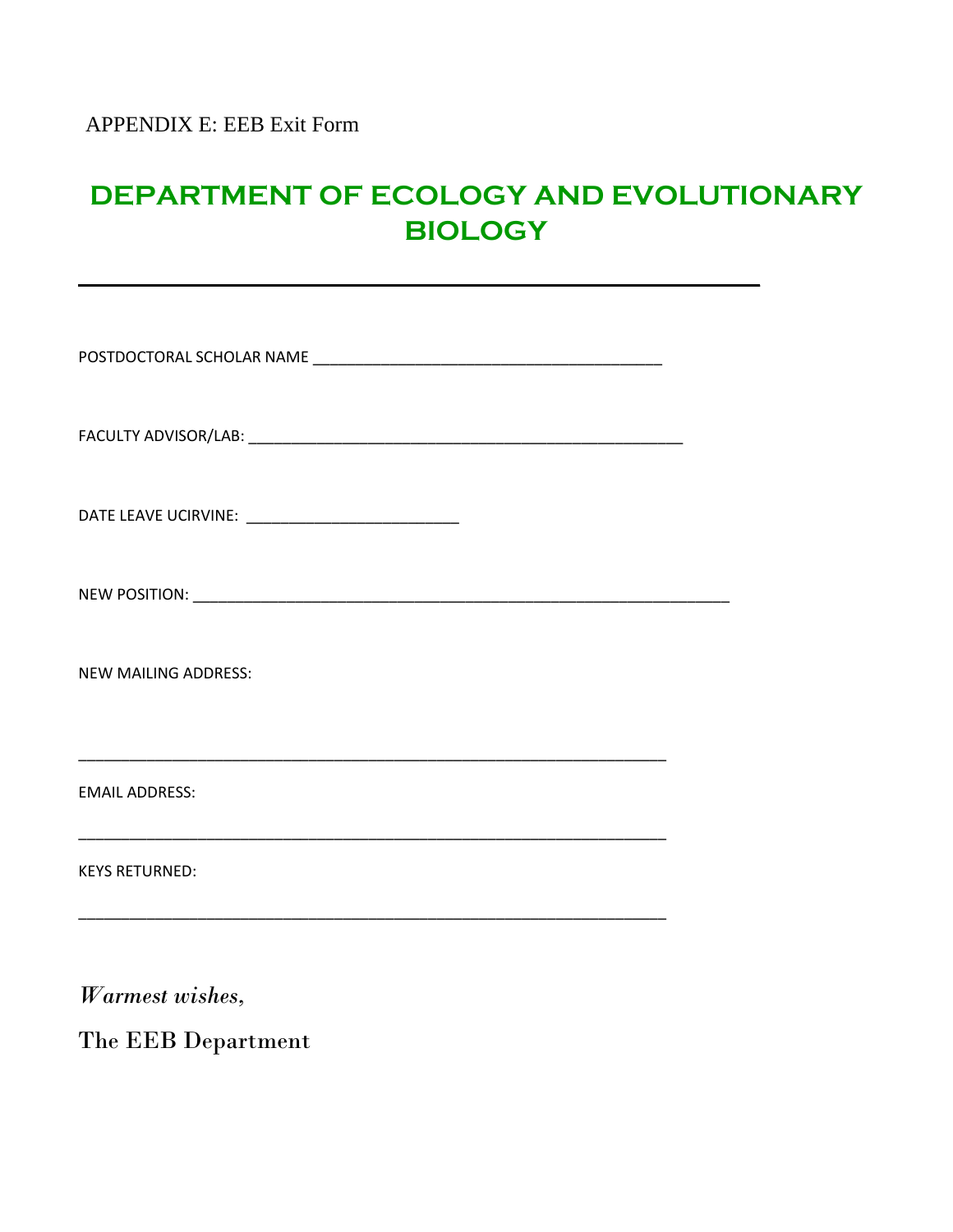APPENDIX E: EEB Exit Form

# DEPARTMENT OF ECOLOGY AND EVOLUTIONARY BIOLOGY

---

POSTDOCTORAL SCHOLAR NAME ________________________________________

FACULTY ADVISOR/LAB: __________________________________________________

DATE LEAVE UCIRVINE: _________________________

NEW POSITION: _______________________________________________________________

NEW MAILING ADDRESS:

______________________________________________________________________

EMAIL ADDRESS:

______________________________________________________________________

KEYS RETURNED:

______________________________________________________________________

*Warmest wishes,*

The EEB Department